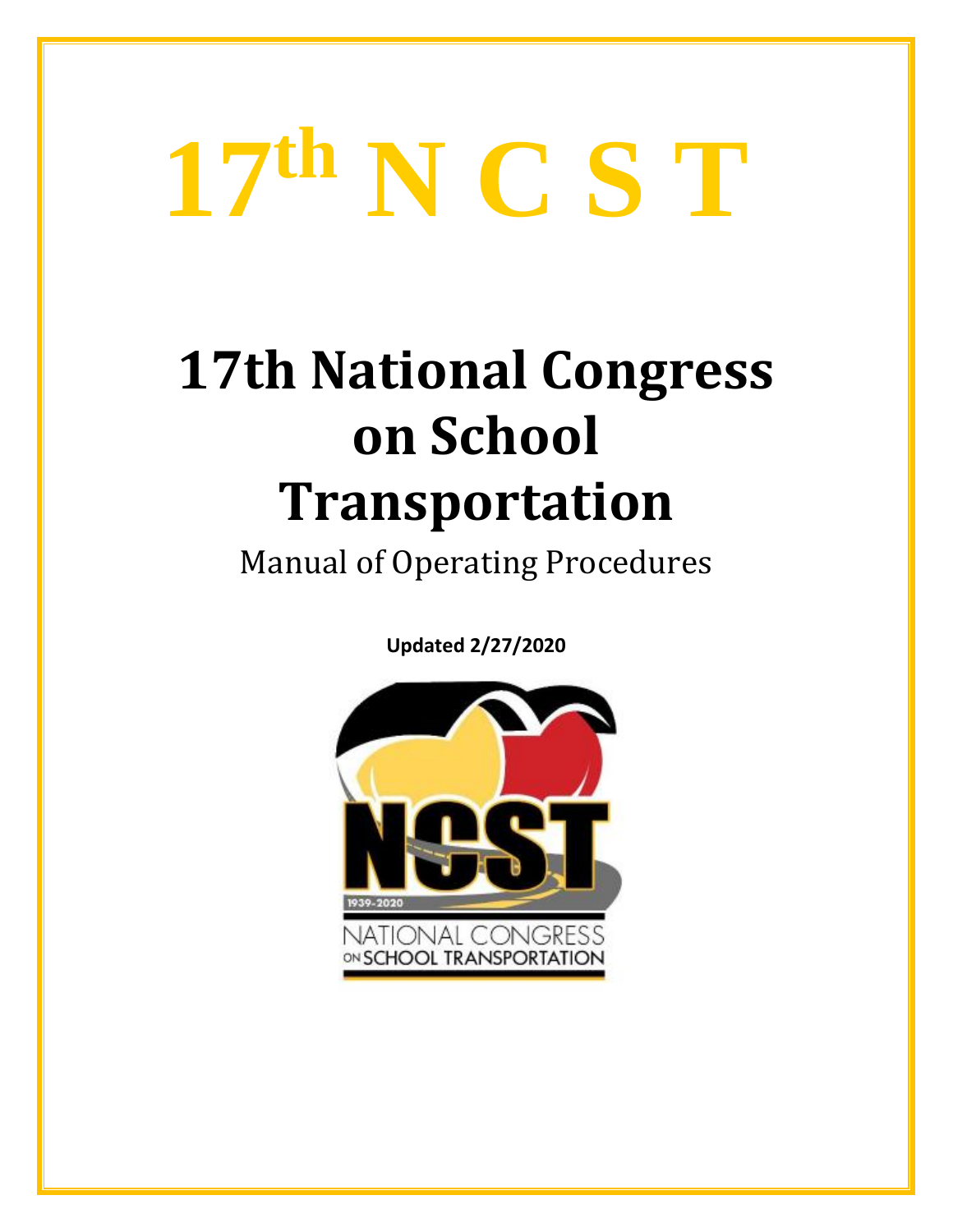# 17th N C S T

# 17th National Congress on School Transportation

Manual of Operating Procedures

**Updated 2/27/2020**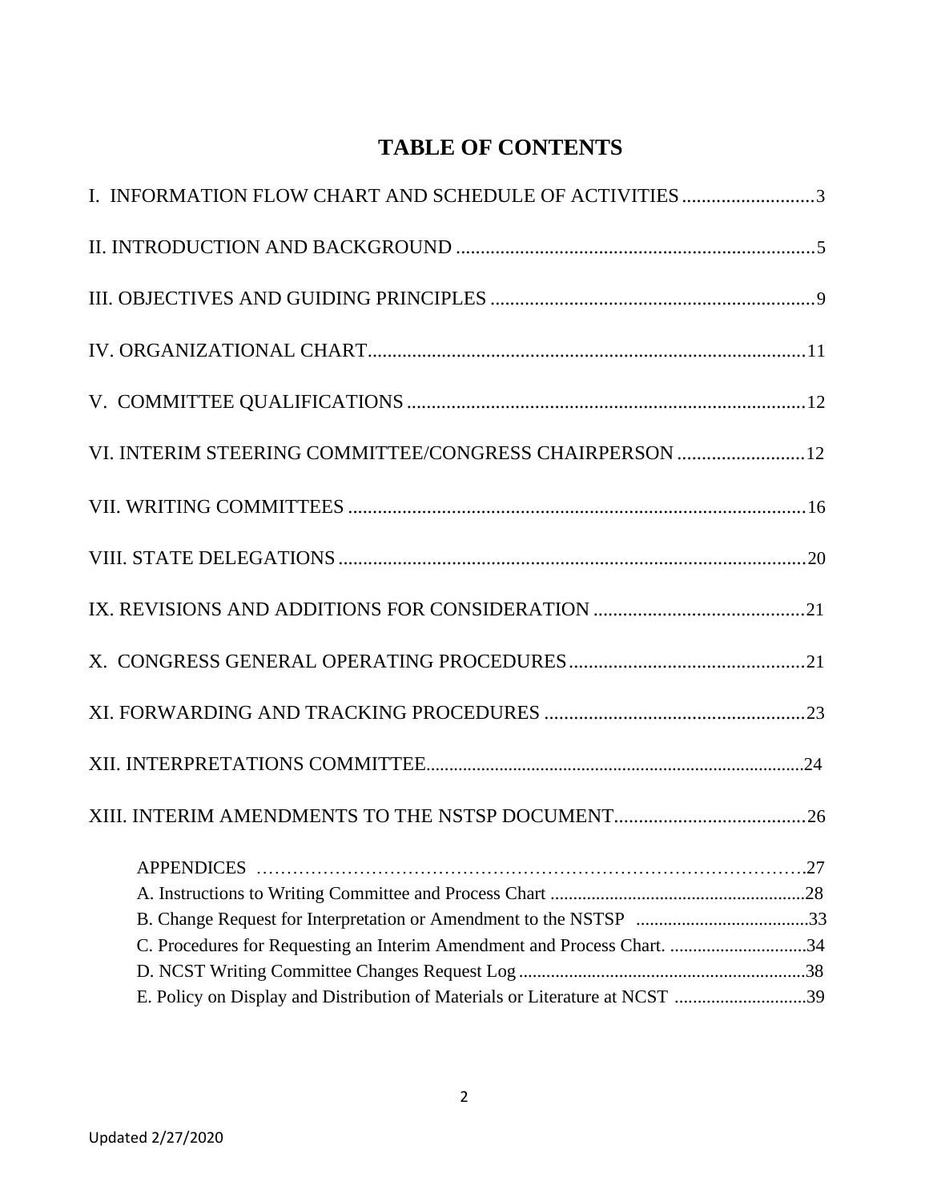# TABLE OF CONTENTS

I. INFORMATION FLOW CHART AND SCHEDULE OF ACTIVITIES ........................... 3

II. INTRODUCTION AND BACKGROUND ......................................................................... 5

III. OBJECTIVES AND GUIDING PRINCIPLES .................................................................. 9

IV. ORGANIZATIONAL CHART......................................................................................... 11

V. COMMITTEE QUALIFICATIONS ................................................................................. 12

VI. INTERIM STEERING COMMITTEE/CONGRESS CHAIRPERSON .......................... 12

VII. WRITING COMMITTEES ............................................................................................. 16

VIII. STATE DELEGATIONS ............................................................................................... 20

IX. REVISIONS AND ADDITIONS FOR CONSIDERATION ........................................... 21

X. CONGRESS GENERAL OPERATING PROCEDURES................................................ 21

XI. FORWARDING AND TRACKING PROCEDURES ..................................................... 23

XII. INTERPRETATIONS COMMITTEE.............................................................................. 24

XIII. INTERIM AMENDMENTS TO THE NSTSP DOCUMENT....................................... 26

APPENDICES ………………………………………………………………………………….27

A. Instructions to Writing Committee and Process Chart ........................................................ 28

B. Change Request for Interpretation or Amendment to the NSTSP ...................................... 33

C. Procedures for Requesting an Interim Amendment and Process Chart. .............................. 34

D. NCST Writing Committee Changes Request Log ............................................................... 38

E. Policy on Display and Distribution of Materials or Literature at NCST ............................ 39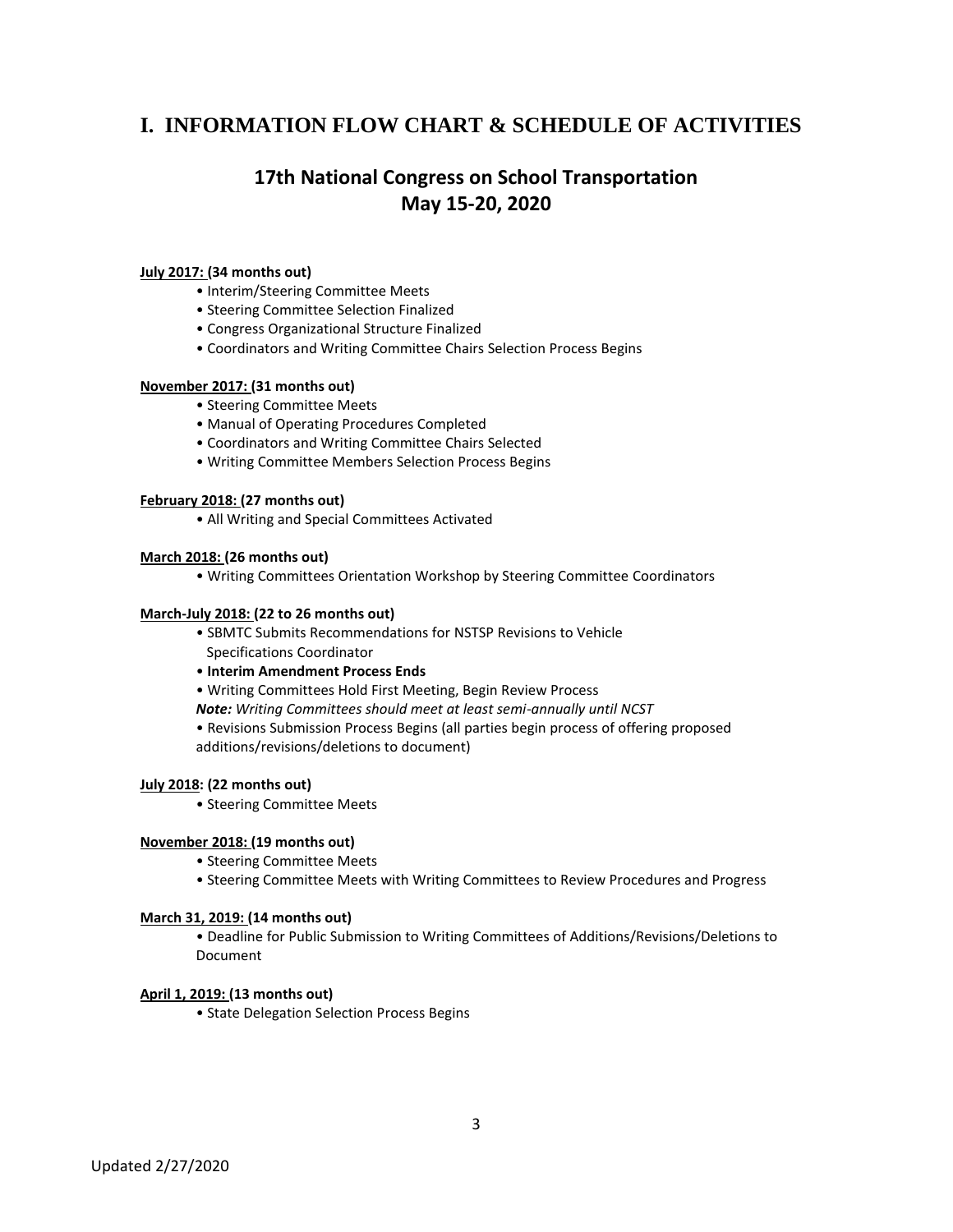# I. INFORMATION FLOW CHART & SCHEDULE OF ACTIVITIES

## 17th National Congress on School Transportation
## May 15-20, 2020

**July 2017: (34 months out)**

- Interim/Steering Committee Meets
- Steering Committee Selection Finalized
- Congress Organizational Structure Finalized
- Coordinators and Writing Committee Chairs Selection Process Begins

**November 2017: (31 months out)**

- Steering Committee Meets
- Manual of Operating Procedures Completed
- Coordinators and Writing Committee Chairs Selected
- Writing Committee Members Selection Process Begins

**February 2018: (27 months out)**

- All Writing and Special Committees Activated

**March 2018: (26 months out)**

- Writing Committees Orientation Workshop by Steering Committee Coordinators

**March-July 2018: (22 to 26 months out)**

- SBMTC Submits Recommendations for NSTSP Revisions to Vehicle Specifications Coordinator
- **Interim Amendment Process Ends**
- Writing Committees Hold First Meeting, Begin Review Process

  ***Note:*** *Writing Committees should meet at least semi-annually until NCST*
- Revisions Submission Process Begins (all parties begin process of offering proposed additions/revisions/deletions to document)

**July 2018: (22 months out)**

- Steering Committee Meets

**November 2018: (19 months out)**

- Steering Committee Meets
- Steering Committee Meets with Writing Committees to Review Procedures and Progress

**March 31, 2019: (14 months out)**

- Deadline for Public Submission to Writing Committees of Additions/Revisions/Deletions to Document

**April 1, 2019: (13 months out)**

- State Delegation Selection Process Begins

Updated 2/27/2020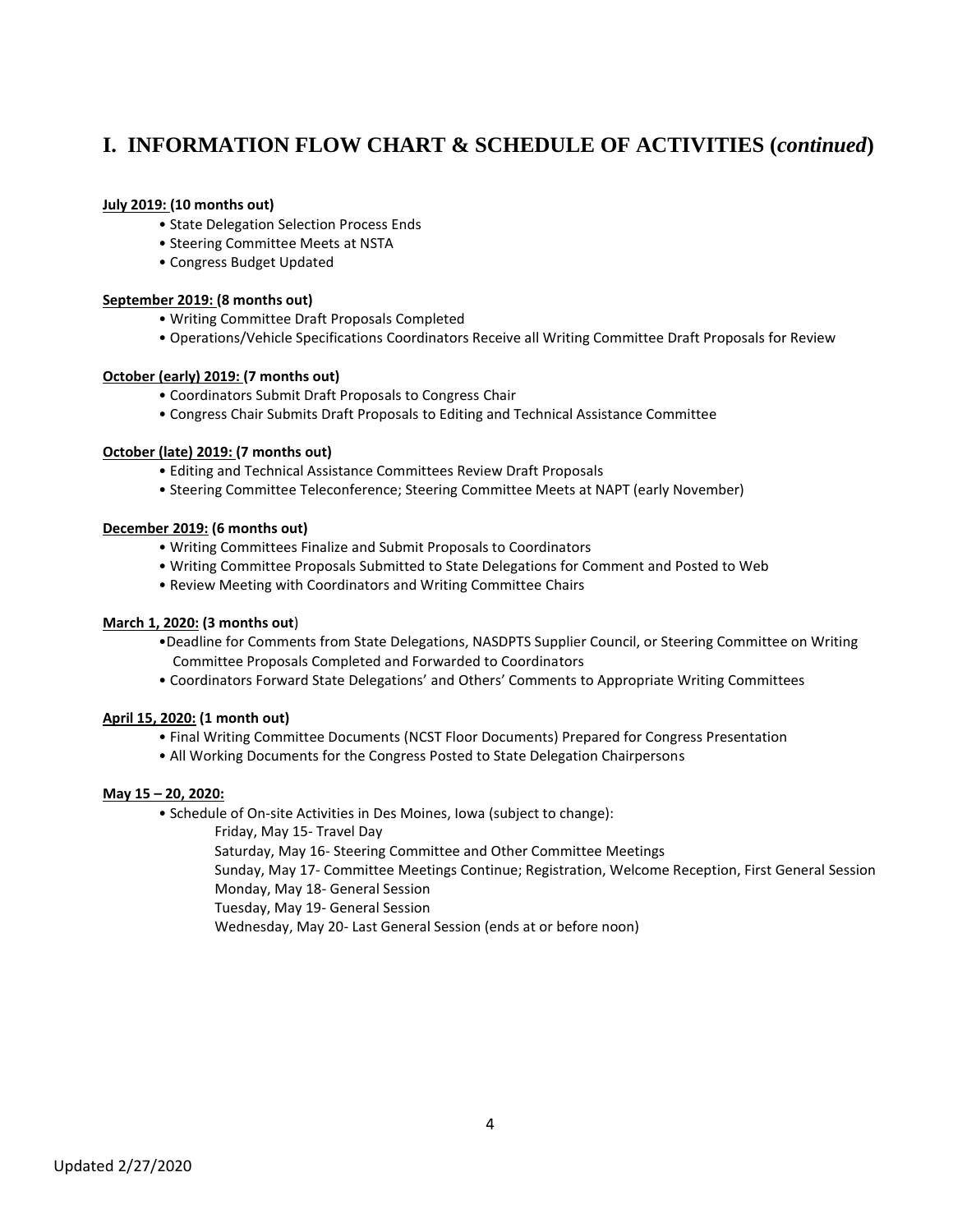## I. INFORMATION FLOW CHART & SCHEDULE OF ACTIVITIES (*continued*)

**July 2019: (10 months out)**

- State Delegation Selection Process Ends
- Steering Committee Meets at NSTA
- Congress Budget Updated

**September 2019: (8 months out)**

- Writing Committee Draft Proposals Completed
- Operations/Vehicle Specifications Coordinators Receive all Writing Committee Draft Proposals for Review

**October (early) 2019: (7 months out)**

- Coordinators Submit Draft Proposals to Congress Chair
- Congress Chair Submits Draft Proposals to Editing and Technical Assistance Committee

**October (late) 2019: (7 months out)**

- Editing and Technical Assistance Committees Review Draft Proposals
- Steering Committee Teleconference; Steering Committee Meets at NAPT (early November)

**December 2019: (6 months out)**

- Writing Committees Finalize and Submit Proposals to Coordinators
- Writing Committee Proposals Submitted to State Delegations for Comment and Posted to Web
- Review Meeting with Coordinators and Writing Committee Chairs

**March 1, 2020: (3 months out)**

- Deadline for Comments from State Delegations, NASDPTS Supplier Council, or Steering Committee on Writing Committee Proposals Completed and Forwarded to Coordinators
- Coordinators Forward State Delegations' and Others' Comments to Appropriate Writing Committees

**April 15, 2020: (1 month out)**

- Final Writing Committee Documents (NCST Floor Documents) Prepared for Congress Presentation
- All Working Documents for the Congress Posted to State Delegation Chairpersons

**May 15 – 20, 2020:**

- Schedule of On-site Activities in Des Moines, Iowa (subject to change):

  Friday, May 15- Travel Day

  Saturday, May 16- Steering Committee and Other Committee Meetings

  Sunday, May 17- Committee Meetings Continue; Registration, Welcome Reception, First General Session

  Monday, May 18- General Session

  Tuesday, May 19- General Session

  Wednesday, May 20- Last General Session (ends at or before noon)

Updated 2/27/2020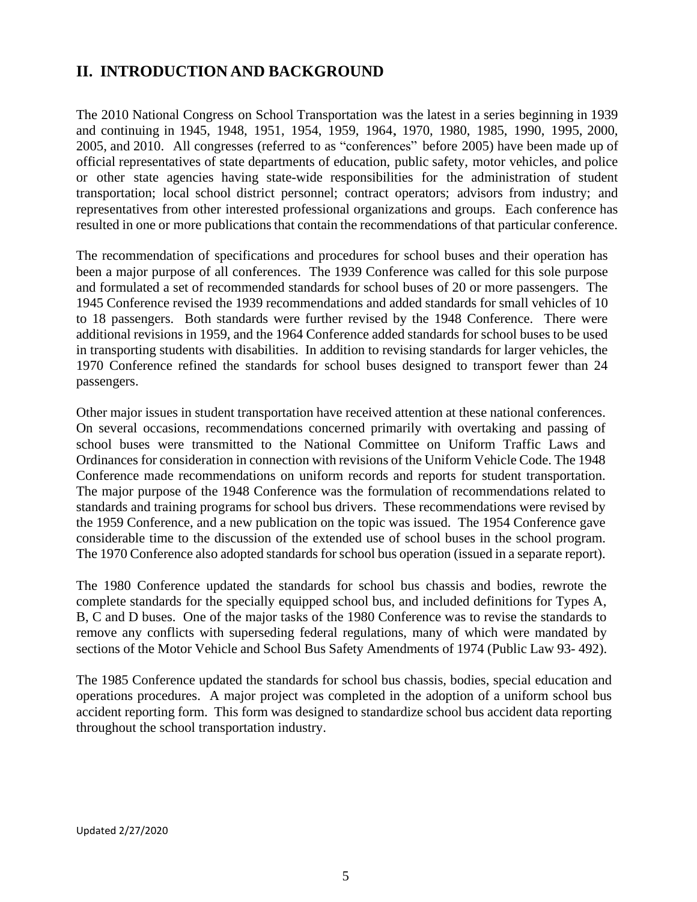## II. INTRODUCTION AND BACKGROUND

The 2010 National Congress on School Transportation was the latest in a series beginning in 1939 and continuing in 1945, 1948, 1951, 1954, 1959, 1964, 1970, 1980, 1985, 1990, 1995, 2000, 2005, and 2010. All congresses (referred to as "conferences" before 2005) have been made up of official representatives of state departments of education, public safety, motor vehicles, and police or other state agencies having state-wide responsibilities for the administration of student transportation; local school district personnel; contract operators; advisors from industry; and representatives from other interested professional organizations and groups. Each conference has resulted in one or more publications that contain the recommendations of that particular conference.

The recommendation of specifications and procedures for school buses and their operation has been a major purpose of all conferences. The 1939 Conference was called for this sole purpose and formulated a set of recommended standards for school buses of 20 or more passengers. The 1945 Conference revised the 1939 recommendations and added standards for small vehicles of 10 to 18 passengers. Both standards were further revised by the 1948 Conference. There were additional revisions in 1959, and the 1964 Conference added standards for school buses to be used in transporting students with disabilities. In addition to revising standards for larger vehicles, the 1970 Conference refined the standards for school buses designed to transport fewer than 24 passengers.

Other major issues in student transportation have received attention at these national conferences. On several occasions, recommendations concerned primarily with overtaking and passing of school buses were transmitted to the National Committee on Uniform Traffic Laws and Ordinances for consideration in connection with revisions of the Uniform Vehicle Code. The 1948 Conference made recommendations on uniform records and reports for student transportation. The major purpose of the 1948 Conference was the formulation of recommendations related to standards and training programs for school bus drivers. These recommendations were revised by the 1959 Conference, and a new publication on the topic was issued. The 1954 Conference gave considerable time to the discussion of the extended use of school buses in the school program. The 1970 Conference also adopted standards for school bus operation (issued in a separate report).

The 1980 Conference updated the standards for school bus chassis and bodies, rewrote the complete standards for the specially equipped school bus, and included definitions for Types A, B, C and D buses. One of the major tasks of the 1980 Conference was to revise the standards to remove any conflicts with superseding federal regulations, many of which were mandated by sections of the Motor Vehicle and School Bus Safety Amendments of 1974 (Public Law 93- 492).

The 1985 Conference updated the standards for school bus chassis, bodies, special education and operations procedures. A major project was completed in the adoption of a uniform school bus accident reporting form. This form was designed to standardize school bus accident data reporting throughout the school transportation industry.

Updated 2/27/2020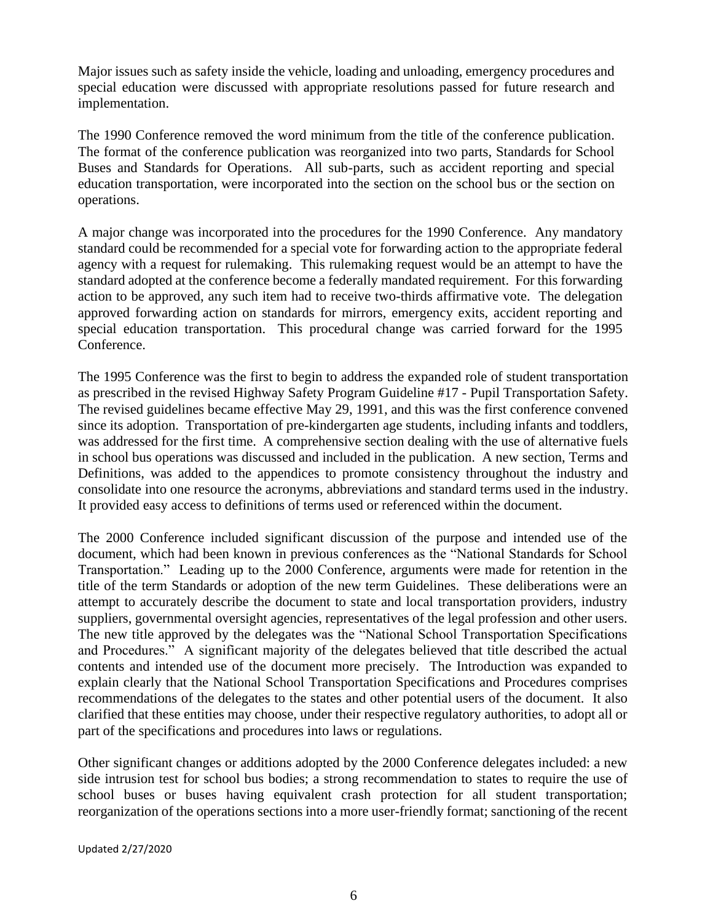Major issues such as safety inside the vehicle, loading and unloading, emergency procedures and special education were discussed with appropriate resolutions passed for future research and implementation.

The 1990 Conference removed the word minimum from the title of the conference publication. The format of the conference publication was reorganized into two parts, Standards for School Buses and Standards for Operations. All sub-parts, such as accident reporting and special education transportation, were incorporated into the section on the school bus or the section on operations.

A major change was incorporated into the procedures for the 1990 Conference. Any mandatory standard could be recommended for a special vote for forwarding action to the appropriate federal agency with a request for rulemaking. This rulemaking request would be an attempt to have the standard adopted at the conference become a federally mandated requirement. For this forwarding action to be approved, any such item had to receive two-thirds affirmative vote. The delegation approved forwarding action on standards for mirrors, emergency exits, accident reporting and special education transportation. This procedural change was carried forward for the 1995 Conference.

The 1995 Conference was the first to begin to address the expanded role of student transportation as prescribed in the revised Highway Safety Program Guideline #17 - Pupil Transportation Safety. The revised guidelines became effective May 29, 1991, and this was the first conference convened since its adoption. Transportation of pre-kindergarten age students, including infants and toddlers, was addressed for the first time. A comprehensive section dealing with the use of alternative fuels in school bus operations was discussed and included in the publication. A new section, Terms and Definitions, was added to the appendices to promote consistency throughout the industry and consolidate into one resource the acronyms, abbreviations and standard terms used in the industry. It provided easy access to definitions of terms used or referenced within the document.

The 2000 Conference included significant discussion of the purpose and intended use of the document, which had been known in previous conferences as the "National Standards for School Transportation." Leading up to the 2000 Conference, arguments were made for retention in the title of the term Standards or adoption of the new term Guidelines. These deliberations were an attempt to accurately describe the document to state and local transportation providers, industry suppliers, governmental oversight agencies, representatives of the legal profession and other users. The new title approved by the delegates was the "National School Transportation Specifications and Procedures." A significant majority of the delegates believed that title described the actual contents and intended use of the document more precisely. The Introduction was expanded to explain clearly that the National School Transportation Specifications and Procedures comprises recommendations of the delegates to the states and other potential users of the document. It also clarified that these entities may choose, under their respective regulatory authorities, to adopt all or part of the specifications and procedures into laws or regulations.

Other significant changes or additions adopted by the 2000 Conference delegates included: a new side intrusion test for school bus bodies; a strong recommendation to states to require the use of school buses or buses having equivalent crash protection for all student transportation; reorganization of the operations sections into a more user-friendly format; sanctioning of the recent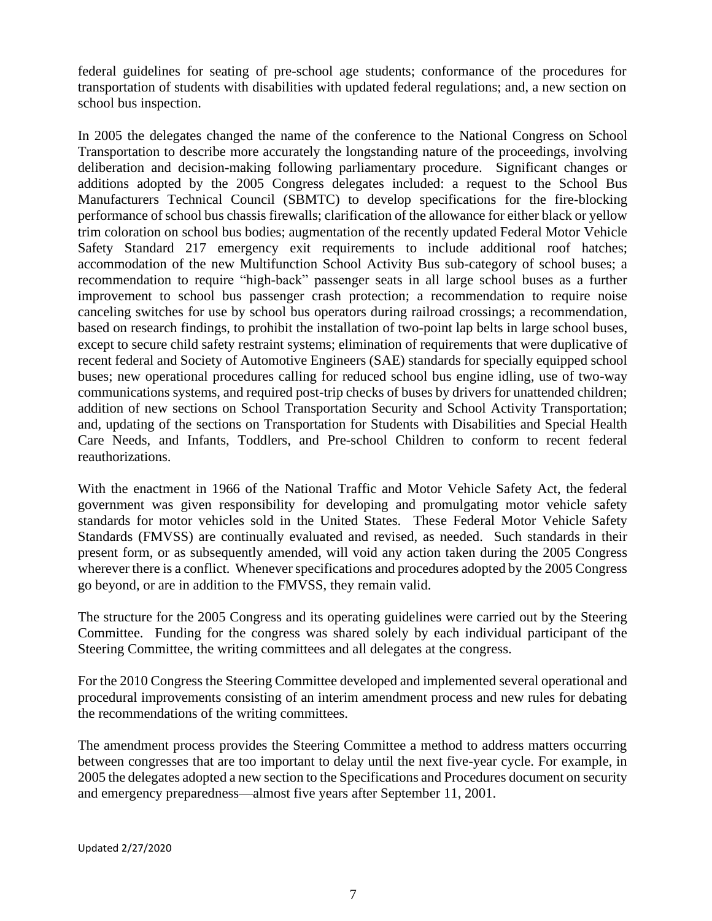federal guidelines for seating of pre-school age students; conformance of the procedures for transportation of students with disabilities with updated federal regulations; and, a new section on school bus inspection.

In 2005 the delegates changed the name of the conference to the National Congress on School Transportation to describe more accurately the longstanding nature of the proceedings, involving deliberation and decision-making following parliamentary procedure. Significant changes or additions adopted by the 2005 Congress delegates included: a request to the School Bus Manufacturers Technical Council (SBMTC) to develop specifications for the fire-blocking performance of school bus chassis firewalls; clarification of the allowance for either black or yellow trim coloration on school bus bodies; augmentation of the recently updated Federal Motor Vehicle Safety Standard 217 emergency exit requirements to include additional roof hatches; accommodation of the new Multifunction School Activity Bus sub-category of school buses; a recommendation to require "high-back" passenger seats in all large school buses as a further improvement to school bus passenger crash protection; a recommendation to require noise canceling switches for use by school bus operators during railroad crossings; a recommendation, based on research findings, to prohibit the installation of two-point lap belts in large school buses, except to secure child safety restraint systems; elimination of requirements that were duplicative of recent federal and Society of Automotive Engineers (SAE) standards for specially equipped school buses; new operational procedures calling for reduced school bus engine idling, use of two-way communications systems, and required post-trip checks of buses by drivers for unattended children; addition of new sections on School Transportation Security and School Activity Transportation; and, updating of the sections on Transportation for Students with Disabilities and Special Health Care Needs, and Infants, Toddlers, and Pre-school Children to conform to recent federal reauthorizations.

With the enactment in 1966 of the National Traffic and Motor Vehicle Safety Act, the federal government was given responsibility for developing and promulgating motor vehicle safety standards for motor vehicles sold in the United States. These Federal Motor Vehicle Safety Standards (FMVSS) are continually evaluated and revised, as needed. Such standards in their present form, or as subsequently amended, will void any action taken during the 2005 Congress wherever there is a conflict. Whenever specifications and procedures adopted by the 2005 Congress go beyond, or are in addition to the FMVSS, they remain valid.

The structure for the 2005 Congress and its operating guidelines were carried out by the Steering Committee. Funding for the congress was shared solely by each individual participant of the Steering Committee, the writing committees and all delegates at the congress.

For the 2010 Congress the Steering Committee developed and implemented several operational and procedural improvements consisting of an interim amendment process and new rules for debating the recommendations of the writing committees.

The amendment process provides the Steering Committee a method to address matters occurring between congresses that are too important to delay until the next five-year cycle. For example, in 2005 the delegates adopted a new section to the Specifications and Procedures document on security and emergency preparedness—almost five years after September 11, 2001.

Updated 2/27/2020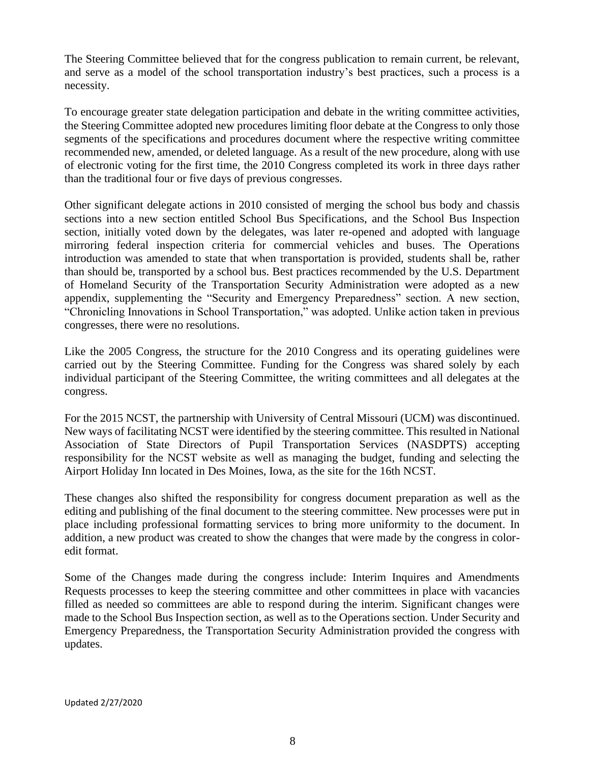The Steering Committee believed that for the congress publication to remain current, be relevant, and serve as a model of the school transportation industry's best practices, such a process is a necessity.

To encourage greater state delegation participation and debate in the writing committee activities, the Steering Committee adopted new procedures limiting floor debate at the Congress to only those segments of the specifications and procedures document where the respective writing committee recommended new, amended, or deleted language. As a result of the new procedure, along with use of electronic voting for the first time, the 2010 Congress completed its work in three days rather than the traditional four or five days of previous congresses.

Other significant delegate actions in 2010 consisted of merging the school bus body and chassis sections into a new section entitled School Bus Specifications, and the School Bus Inspection section, initially voted down by the delegates, was later re-opened and adopted with language mirroring federal inspection criteria for commercial vehicles and buses. The Operations introduction was amended to state that when transportation is provided, students shall be, rather than should be, transported by a school bus. Best practices recommended by the U.S. Department of Homeland Security of the Transportation Security Administration were adopted as a new appendix, supplementing the "Security and Emergency Preparedness" section. A new section, "Chronicling Innovations in School Transportation," was adopted. Unlike action taken in previous congresses, there were no resolutions.

Like the 2005 Congress, the structure for the 2010 Congress and its operating guidelines were carried out by the Steering Committee. Funding for the Congress was shared solely by each individual participant of the Steering Committee, the writing committees and all delegates at the congress.

For the 2015 NCST, the partnership with University of Central Missouri (UCM) was discontinued. New ways of facilitating NCST were identified by the steering committee. This resulted in National Association of State Directors of Pupil Transportation Services (NASDPTS) accepting responsibility for the NCST website as well as managing the budget, funding and selecting the Airport Holiday Inn located in Des Moines, Iowa, as the site for the 16th NCST.

These changes also shifted the responsibility for congress document preparation as well as the editing and publishing of the final document to the steering committee. New processes were put in place including professional formatting services to bring more uniformity to the document. In addition, a new product was created to show the changes that were made by the congress in color-edit format.

Some of the Changes made during the congress include: Interim Inquires and Amendments Requests processes to keep the steering committee and other committees in place with vacancies filled as needed so committees are able to respond during the interim. Significant changes were made to the School Bus Inspection section, as well as to the Operations section. Under Security and Emergency Preparedness, the Transportation Security Administration provided the congress with updates.

Updated 2/27/2020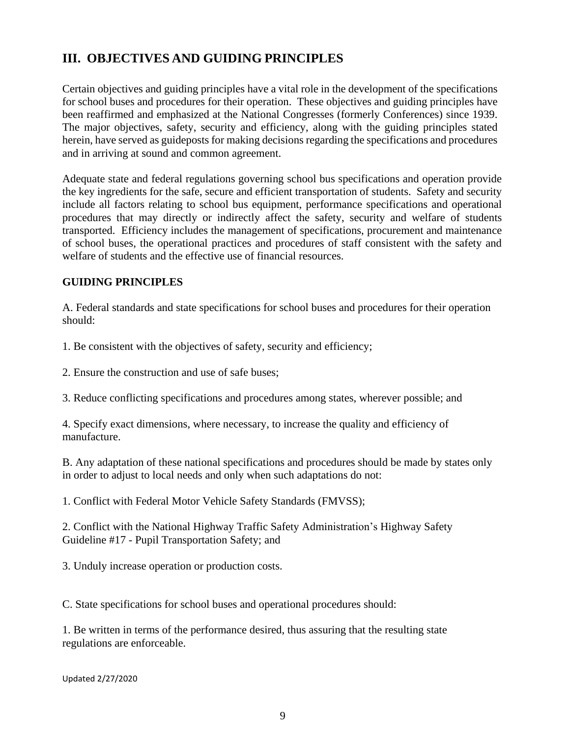## III. OBJECTIVES AND GUIDING PRINCIPLES

Certain objectives and guiding principles have a vital role in the development of the specifications for school buses and procedures for their operation. These objectives and guiding principles have been reaffirmed and emphasized at the National Congresses (formerly Conferences) since 1939. The major objectives, safety, security and efficiency, along with the guiding principles stated herein, have served as guideposts for making decisions regarding the specifications and procedures and in arriving at sound and common agreement.

Adequate state and federal regulations governing school bus specifications and operation provide the key ingredients for the safe, secure and efficient transportation of students. Safety and security include all factors relating to school bus equipment, performance specifications and operational procedures that may directly or indirectly affect the safety, security and welfare of students transported. Efficiency includes the management of specifications, procurement and maintenance of school buses, the operational practices and procedures of staff consistent with the safety and welfare of students and the effective use of financial resources.

### GUIDING PRINCIPLES

A. Federal standards and state specifications for school buses and procedures for their operation should:

1. Be consistent with the objectives of safety, security and efficiency;

2. Ensure the construction and use of safe buses;

3. Reduce conflicting specifications and procedures among states, wherever possible; and

4. Specify exact dimensions, where necessary, to increase the quality and efficiency of manufacture.

B. Any adaptation of these national specifications and procedures should be made by states only in order to adjust to local needs and only when such adaptations do not:

1. Conflict with Federal Motor Vehicle Safety Standards (FMVSS);

2. Conflict with the National Highway Traffic Safety Administration's Highway Safety Guideline #17 - Pupil Transportation Safety; and

3. Unduly increase operation or production costs.

C. State specifications for school buses and operational procedures should:

1. Be written in terms of the performance desired, thus assuring that the resulting state regulations are enforceable.

Updated 2/27/2020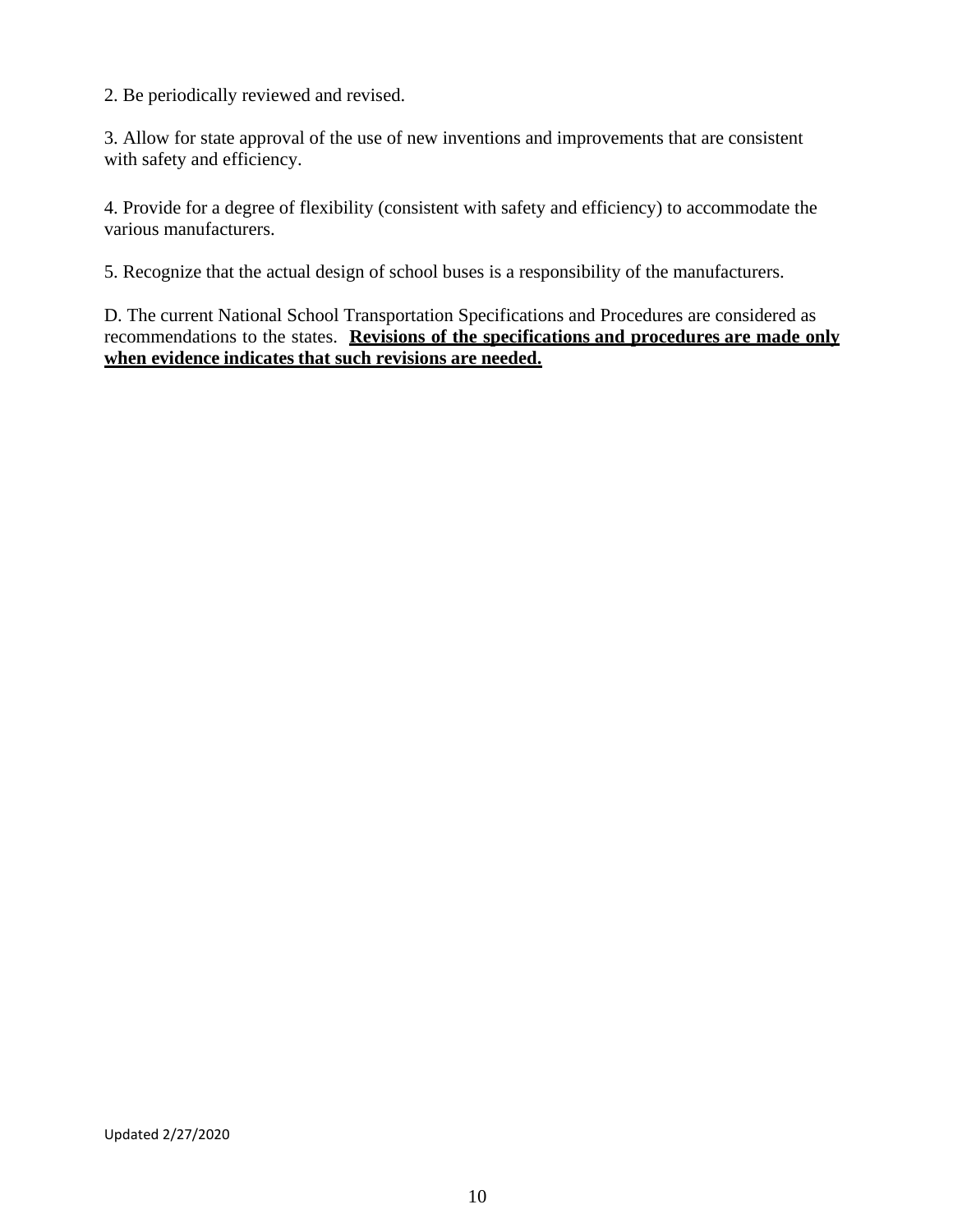2. Be periodically reviewed and revised.

3. Allow for state approval of the use of new inventions and improvements that are consistent with safety and efficiency.

4. Provide for a degree of flexibility (consistent with safety and efficiency) to accommodate the various manufacturers.

5. Recognize that the actual design of school buses is a responsibility of the manufacturers.

D. The current National School Transportation Specifications and Procedures are considered as recommendations to the states. **<u>Revisions of the specifications and procedures are made only when evidence indicates that such revisions are needed.</u>**

Updated 2/27/2020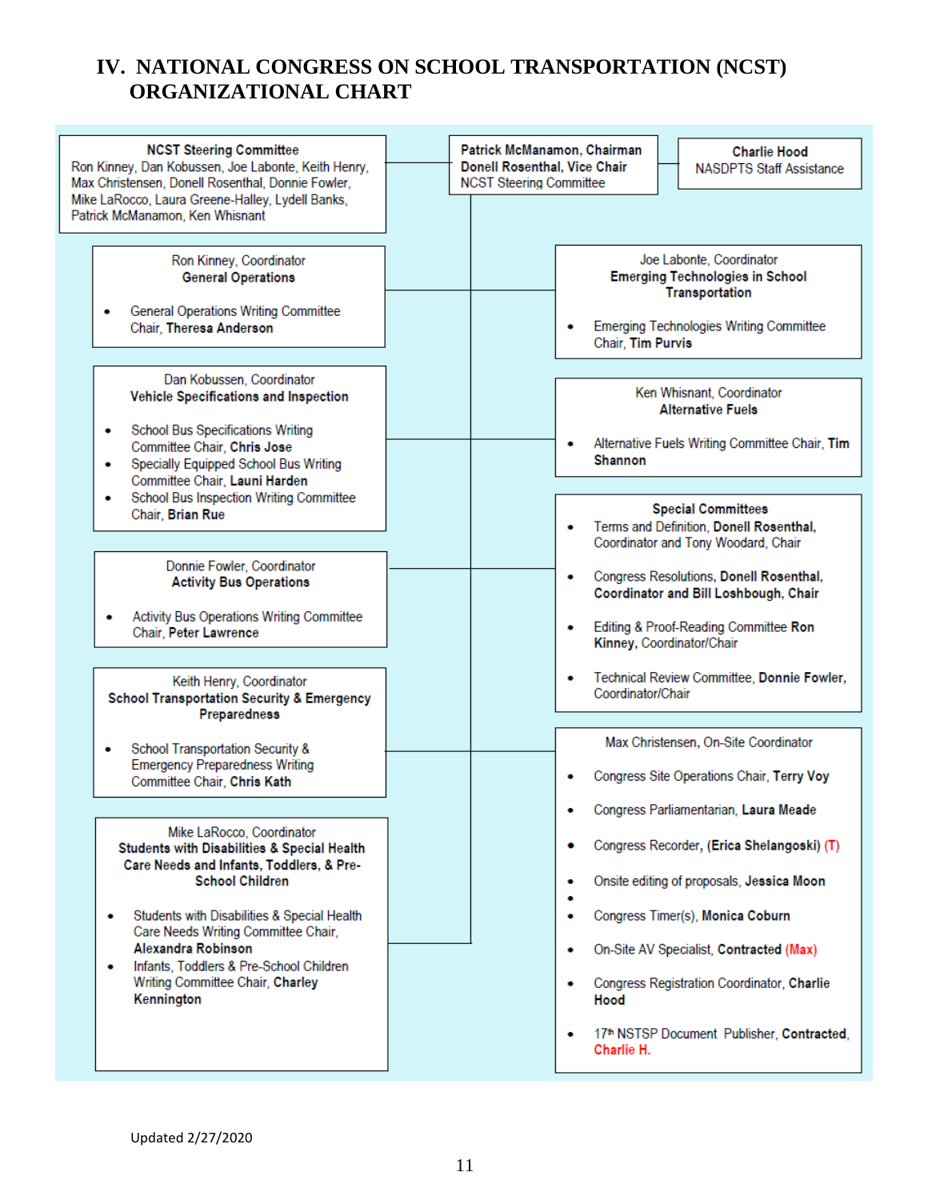# IV. NATIONAL CONGRESS ON SCHOOL TRANSPORTATION (NCST) ORGANIZATIONAL CHART

**NCST Steering Committee**
Ron Kinney, Dan Kobussen, Joe Labonte, Keith Henry, Max Christensen, Donell Rosenthal, Donnie Fowler, Mike LaRocco, Laura Greene-Halley, Lydell Banks, Patrick McManamon, Ken Whisnant

**Patrick McManamon, Chairman**
**Donell Rosenthal, Vice Chair**
NCST Steering Committee

**Charlie Hood**
NASDPTS Staff Assistance

---

Ron Kinney, Coordinator
**General Operations**

- General Operations Writing Committee Chair, **Theresa Anderson**

Dan Kobussen, Coordinator
**Vehicle Specifications and Inspection**

- School Bus Specifications Writing Committee Chair, **Chris Jose**
- Specially Equipped School Bus Writing Committee Chair, **Launi Harden**
- School Bus Inspection Writing Committee Chair, **Brian Rue**

Donnie Fowler, Coordinator
**Activity Bus Operations**

- Activity Bus Operations Writing Committee Chair, **Peter Lawrence**

Keith Henry, Coordinator
**School Transportation Security & Emergency Preparedness**

- School Transportation Security & Emergency Preparedness Writing Committee Chair, **Chris Kath**

Mike LaRocco, Coordinator
**Students with Disabilities & Special Health Care Needs and Infants, Toddlers, & Pre-School Children**

- Students with Disabilities & Special Health Care Needs Writing Committee Chair, **Alexandra Robinson**
- Infants, Toddlers & Pre-School Children Writing Committee Chair, **Charley Kennington**

Joe Labonte, Coordinator
**Emerging Technologies in School Transportation**

- Emerging Technologies Writing Committee Chair, **Tim Purvis**

Ken Whisnant, Coordinator
**Alternative Fuels**

- Alternative Fuels Writing Committee Chair, **Tim Shannon**

**Special Committees**

- Terms and Definition, **Donell Rosenthal,** Coordinator and Tony Woodard, Chair
- Congress Resolutions, **Donell Rosenthal, Coordinator and Bill Loshbough, Chair**
- Editing & Proof-Reading Committee **Ron Kinney,** Coordinator/Chair
- Technical Review Committee, **Donnie Fowler,** Coordinator/Chair

Max Christensen, On-Site Coordinator

- Congress Site Operations Chair, **Terry Voy**
- Congress Parliamentarian, **Laura Meade**
- Congress Recorder, **(Erica Shelangoski)** (T)
- Onsite editing of proposals, **Jessica Moon**
- 
- Congress Timer(s), **Monica Coburn**
- On-Site AV Specialist, **Contracted** (Max)
- Congress Registration Coordinator, **Charlie Hood**
- 17th NSTSP Document Publisher, **Contracted**, **Charlie H.**

Updated 2/27/2020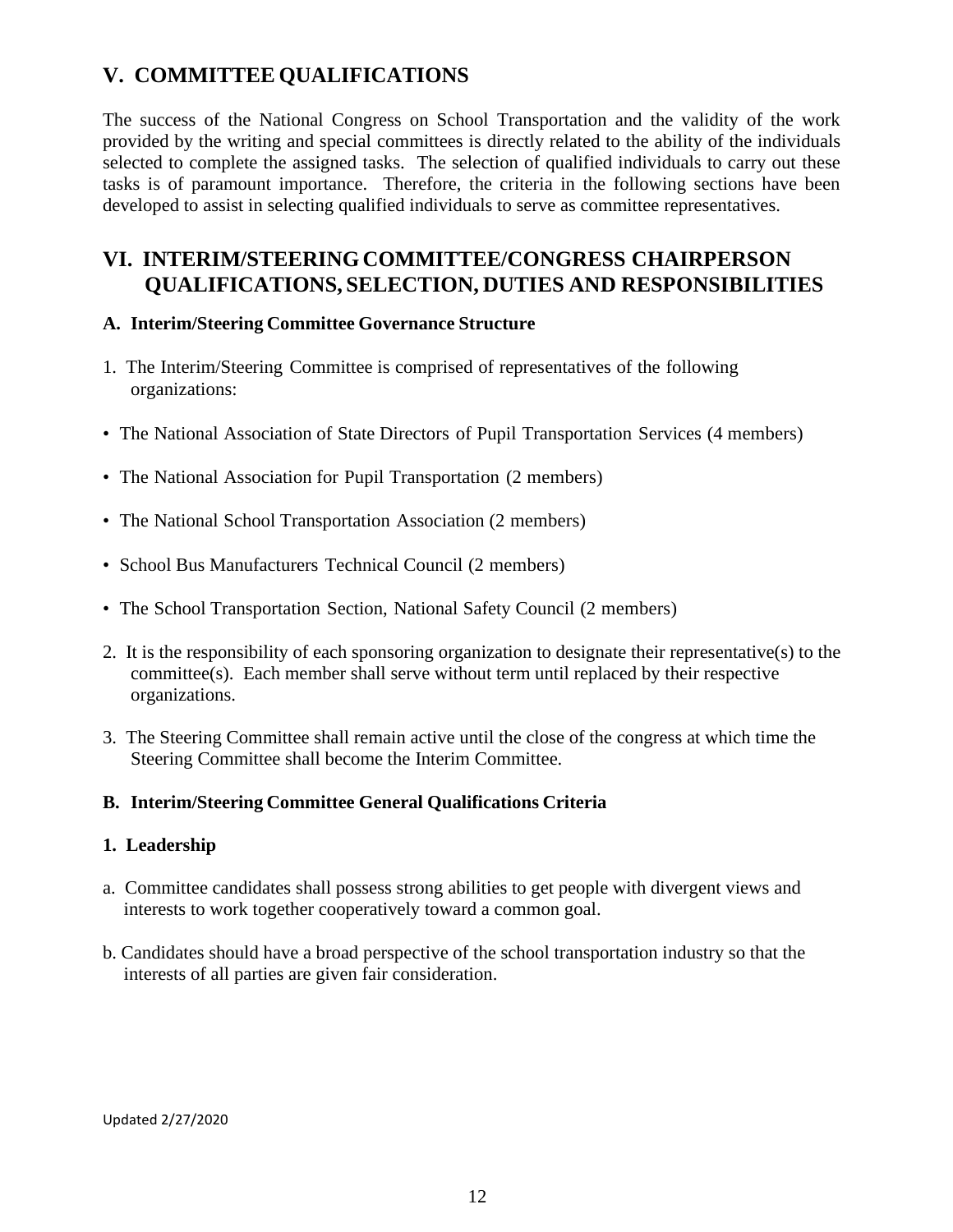## V. COMMITTEE QUALIFICATIONS

The success of the National Congress on School Transportation and the validity of the work provided by the writing and special committees is directly related to the ability of the individuals selected to complete the assigned tasks. The selection of qualified individuals to carry out these tasks is of paramount importance. Therefore, the criteria in the following sections have been developed to assist in selecting qualified individuals to serve as committee representatives.

## VI. INTERIM/STEERING COMMITTEE/CONGRESS CHAIRPERSON QUALIFICATIONS, SELECTION, DUTIES AND RESPONSIBILITIES

### A. Interim/Steering Committee Governance Structure

1. The Interim/Steering Committee is comprised of representatives of the following organizations:

- The National Association of State Directors of Pupil Transportation Services (4 members)
- The National Association for Pupil Transportation (2 members)
- The National School Transportation Association (2 members)
- School Bus Manufacturers Technical Council (2 members)
- The School Transportation Section, National Safety Council (2 members)

2. It is the responsibility of each sponsoring organization to designate their representative(s) to the committee(s). Each member shall serve without term until replaced by their respective organizations.

3. The Steering Committee shall remain active until the close of the congress at which time the Steering Committee shall become the Interim Committee.

### B. Interim/Steering Committee General Qualifications Criteria

#### 1. Leadership

a. Committee candidates shall possess strong abilities to get people with divergent views and interests to work together cooperatively toward a common goal.

b. Candidates should have a broad perspective of the school transportation industry so that the interests of all parties are given fair consideration.

Updated 2/27/2020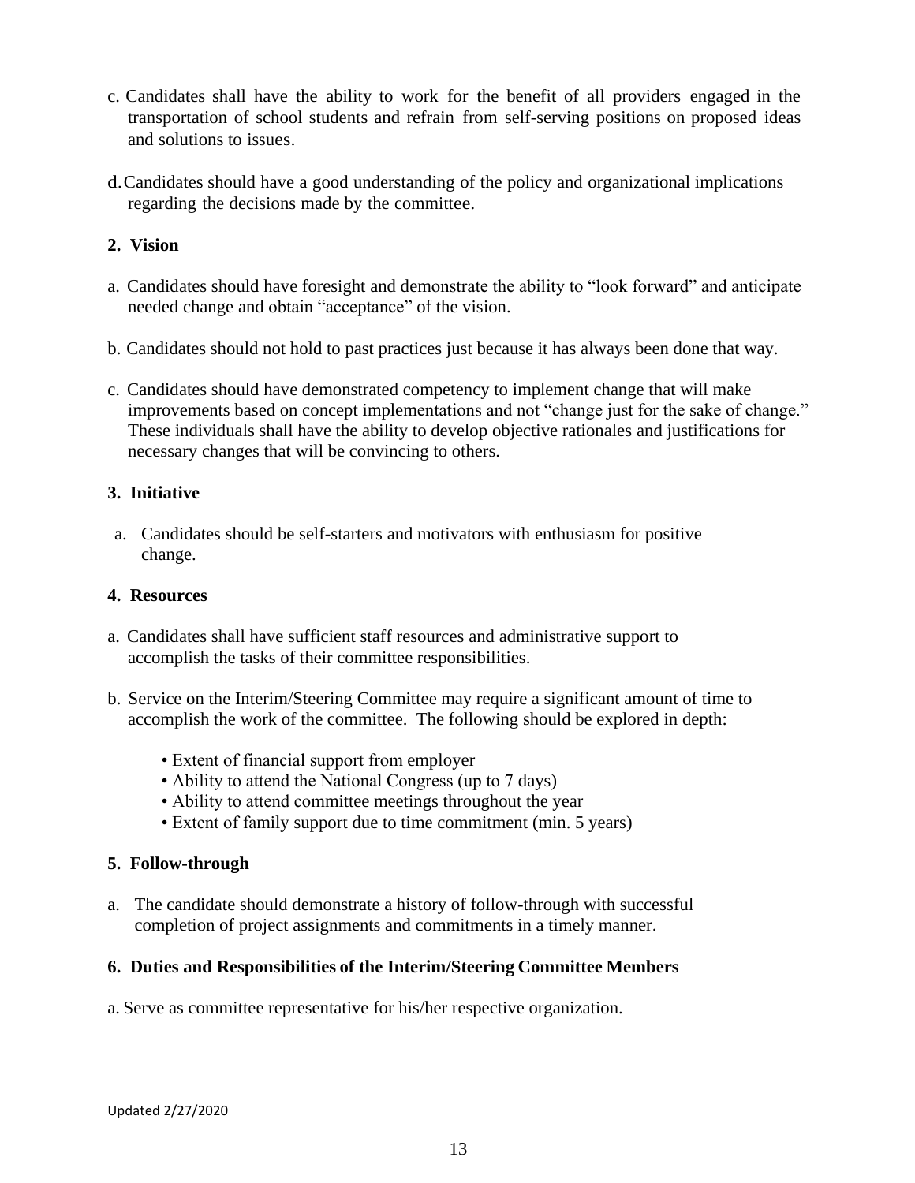c. Candidates shall have the ability to work for the benefit of all providers engaged in the transportation of school students and refrain from self-serving positions on proposed ideas and solutions to issues.

d. Candidates should have a good understanding of the policy and organizational implications regarding the decisions made by the committee.

**2. Vision**

a. Candidates should have foresight and demonstrate the ability to "look forward" and anticipate needed change and obtain "acceptance" of the vision.

b. Candidates should not hold to past practices just because it has always been done that way.

c. Candidates should have demonstrated competency to implement change that will make improvements based on concept implementations and not "change just for the sake of change." These individuals shall have the ability to develop objective rationales and justifications for necessary changes that will be convincing to others.

**3. Initiative**

a. Candidates should be self-starters and motivators with enthusiasm for positive change.

**4. Resources**

a. Candidates shall have sufficient staff resources and administrative support to accomplish the tasks of their committee responsibilities.

b. Service on the Interim/Steering Committee may require a significant amount of time to accomplish the work of the committee. The following should be explored in depth:

- Extent of financial support from employer
- Ability to attend the National Congress (up to 7 days)
- Ability to attend committee meetings throughout the year
- Extent of family support due to time commitment (min. 5 years)

**5. Follow-through**

a. The candidate should demonstrate a history of follow-through with successful completion of project assignments and commitments in a timely manner.

**6. Duties and Responsibilities of the Interim/Steering Committee Members**

a. Serve as committee representative for his/her respective organization.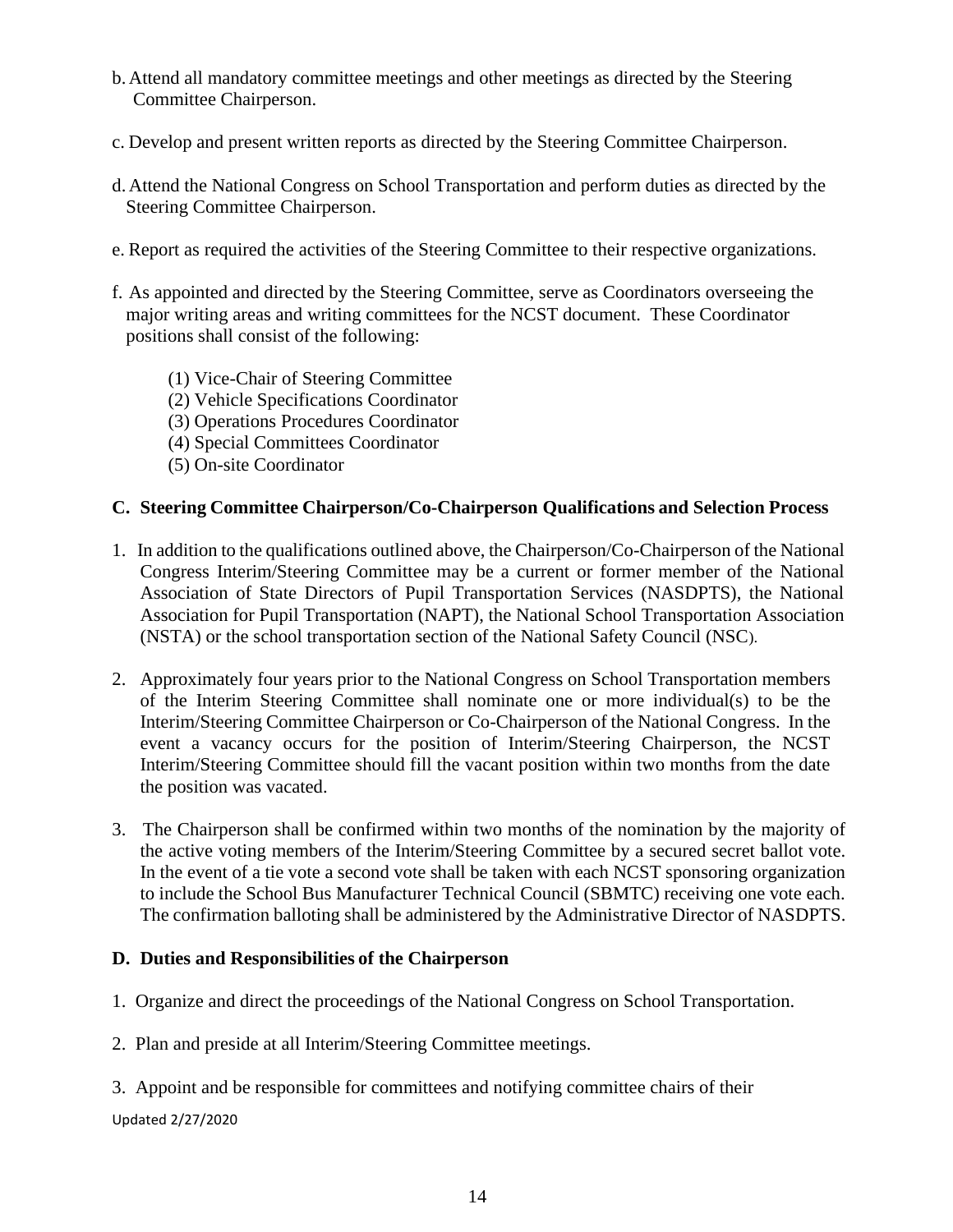b. Attend all mandatory committee meetings and other meetings as directed by the Steering Committee Chairperson.

c. Develop and present written reports as directed by the Steering Committee Chairperson.

d. Attend the National Congress on School Transportation and perform duties as directed by the Steering Committee Chairperson.

e. Report as required the activities of the Steering Committee to their respective organizations.

f. As appointed and directed by the Steering Committee, serve as Coordinators overseeing the major writing areas and writing committees for the NCST document. These Coordinator positions shall consist of the following:

   (1) Vice-Chair of Steering Committee
   (2) Vehicle Specifications Coordinator
   (3) Operations Procedures Coordinator
   (4) Special Committees Coordinator
   (5) On-site Coordinator

**C. Steering Committee Chairperson/Co-Chairperson Qualifications and Selection Process**

1. In addition to the qualifications outlined above, the Chairperson/Co-Chairperson of the National Congress Interim/Steering Committee may be a current or former member of the National Association of State Directors of Pupil Transportation Services (NASDPTS), the National Association for Pupil Transportation (NAPT), the National School Transportation Association (NSTA) or the school transportation section of the National Safety Council (NSC).

2. Approximately four years prior to the National Congress on School Transportation members of the Interim Steering Committee shall nominate one or more individual(s) to be the Interim/Steering Committee Chairperson or Co-Chairperson of the National Congress. In the event a vacancy occurs for the position of Interim/Steering Chairperson, the NCST Interim/Steering Committee should fill the vacant position within two months from the date the position was vacated.

3. The Chairperson shall be confirmed within two months of the nomination by the majority of the active voting members of the Interim/Steering Committee by a secured secret ballot vote. In the event of a tie vote a second vote shall be taken with each NCST sponsoring organization to include the School Bus Manufacturer Technical Council (SBMTC) receiving one vote each. The confirmation balloting shall be administered by the Administrative Director of NASDPTS.

**D. Duties and Responsibilities of the Chairperson**

1. Organize and direct the proceedings of the National Congress on School Transportation.

2. Plan and preside at all Interim/Steering Committee meetings.

3. Appoint and be responsible for committees and notifying committee chairs of their

Updated 2/27/2020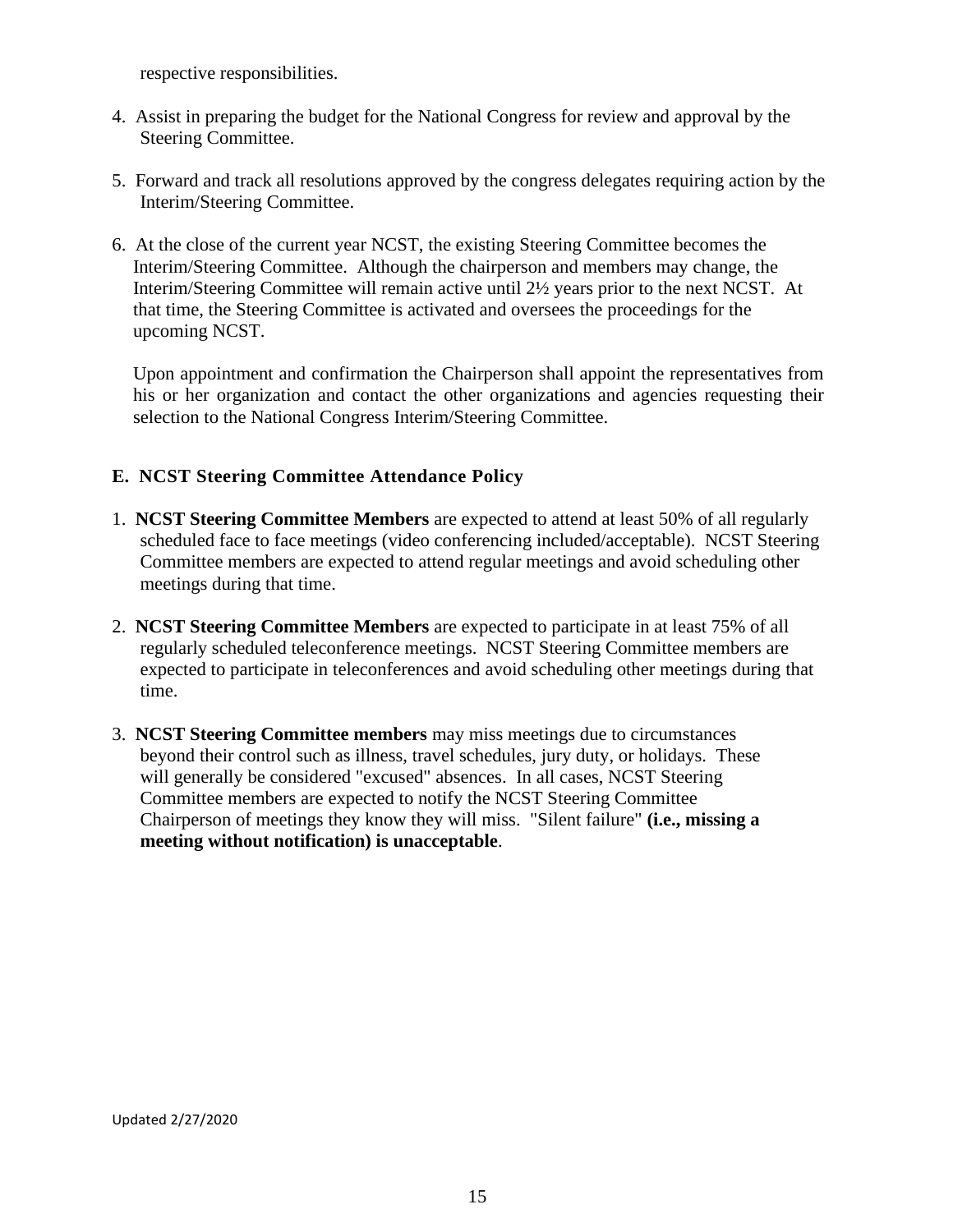respective responsibilities.

4. Assist in preparing the budget for the National Congress for review and approval by the Steering Committee.

5. Forward and track all resolutions approved by the congress delegates requiring action by the Interim/Steering Committee.

6. At the close of the current year NCST, the existing Steering Committee becomes the Interim/Steering Committee. Although the chairperson and members may change, the Interim/Steering Committee will remain active until 2½ years prior to the next NCST. At that time, the Steering Committee is activated and oversees the proceedings for the upcoming NCST.

   Upon appointment and confirmation the Chairperson shall appoint the representatives from his or her organization and contact the other organizations and agencies requesting their selection to the National Congress Interim/Steering Committee.

### E. NCST Steering Committee Attendance Policy

1. **NCST Steering Committee Members** are expected to attend at least 50% of all regularly scheduled face to face meetings (video conferencing included/acceptable). NCST Steering Committee members are expected to attend regular meetings and avoid scheduling other meetings during that time.

2. **NCST Steering Committee Members** are expected to participate in at least 75% of all regularly scheduled teleconference meetings. NCST Steering Committee members are expected to participate in teleconferences and avoid scheduling other meetings during that time.

3. **NCST Steering Committee members** may miss meetings due to circumstances beyond their control such as illness, travel schedules, jury duty, or holidays. These will generally be considered "excused" absences. In all cases, NCST Steering Committee members are expected to notify the NCST Steering Committee Chairperson of meetings they know they will miss. "Silent failure" **(i.e., missing a meeting without notification) is unacceptable**.

Updated 2/27/2020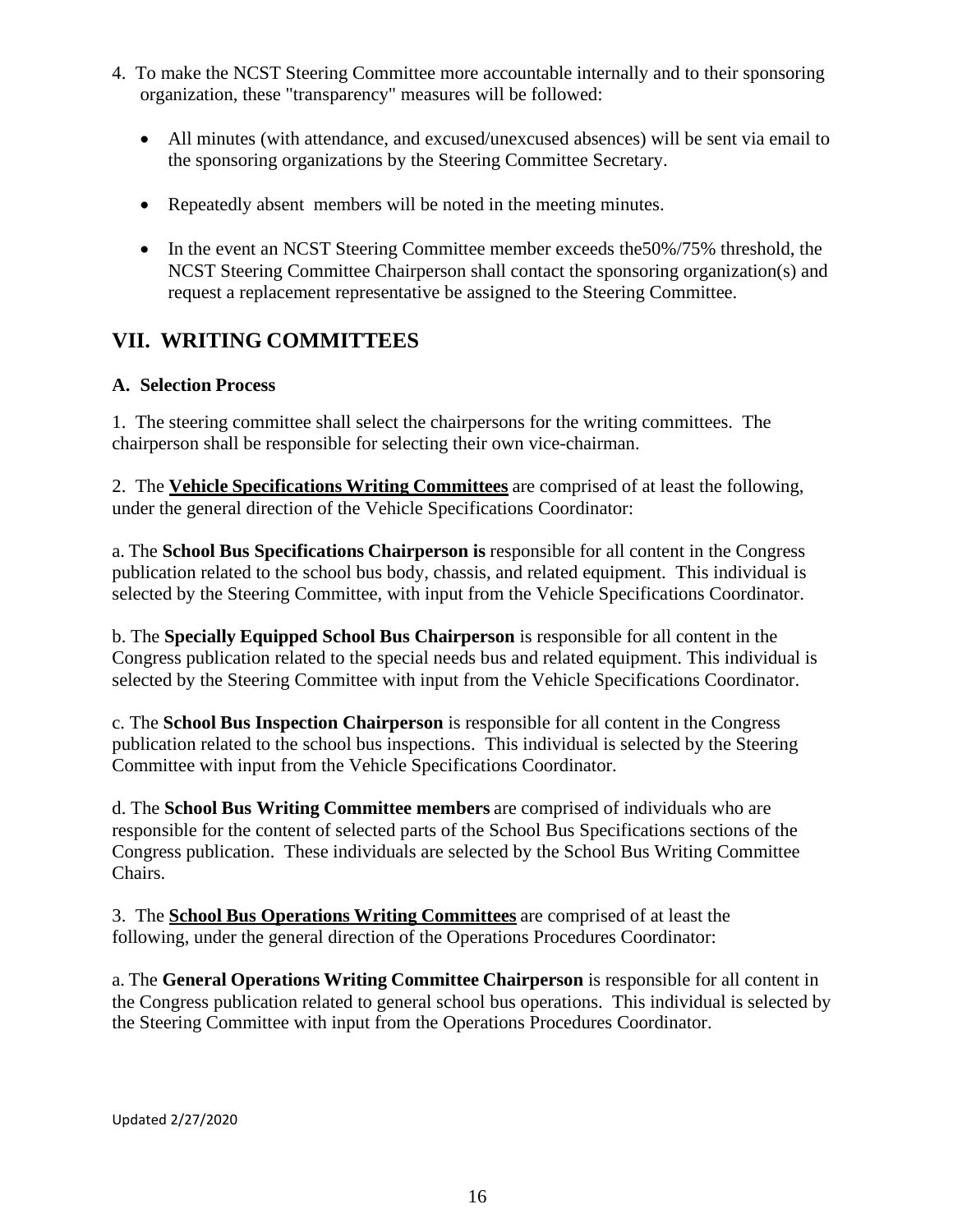4. To make the NCST Steering Committee more accountable internally and to their sponsoring organization, these "transparency" measures will be followed:

- All minutes (with attendance, and excused/unexcused absences) will be sent via email to the sponsoring organizations by the Steering Committee Secretary.
- Repeatedly absent members will be noted in the meeting minutes.
- In the event an NCST Steering Committee member exceeds the50%/75% threshold, the NCST Steering Committee Chairperson shall contact the sponsoring organization(s) and request a replacement representative be assigned to the Steering Committee.

## VII. WRITING COMMITTEES

### A. Selection Process

1. The steering committee shall select the chairpersons for the writing committees. The chairperson shall be responsible for selecting their own vice-chairman.

2. The **Vehicle Specifications Writing Committees** are comprised of at least the following, under the general direction of the Vehicle Specifications Coordinator:

a. The **School Bus Specifications Chairperson is** responsible for all content in the Congress publication related to the school bus body, chassis, and related equipment. This individual is selected by the Steering Committee, with input from the Vehicle Specifications Coordinator.

b. The **Specially Equipped School Bus Chairperson** is responsible for all content in the Congress publication related to the special needs bus and related equipment. This individual is selected by the Steering Committee with input from the Vehicle Specifications Coordinator.

c. The **School Bus Inspection Chairperson** is responsible for all content in the Congress publication related to the school bus inspections. This individual is selected by the Steering Committee with input from the Vehicle Specifications Coordinator.

d. The **School Bus Writing Committee members** are comprised of individuals who are responsible for the content of selected parts of the School Bus Specifications sections of the Congress publication. These individuals are selected by the School Bus Writing Committee Chairs.

3. The **School Bus Operations Writing Committees** are comprised of at least the following, under the general direction of the Operations Procedures Coordinator:

a. The **General Operations Writing Committee Chairperson** is responsible for all content in the Congress publication related to general school bus operations. This individual is selected by the Steering Committee with input from the Operations Procedures Coordinator.

Updated 2/27/2020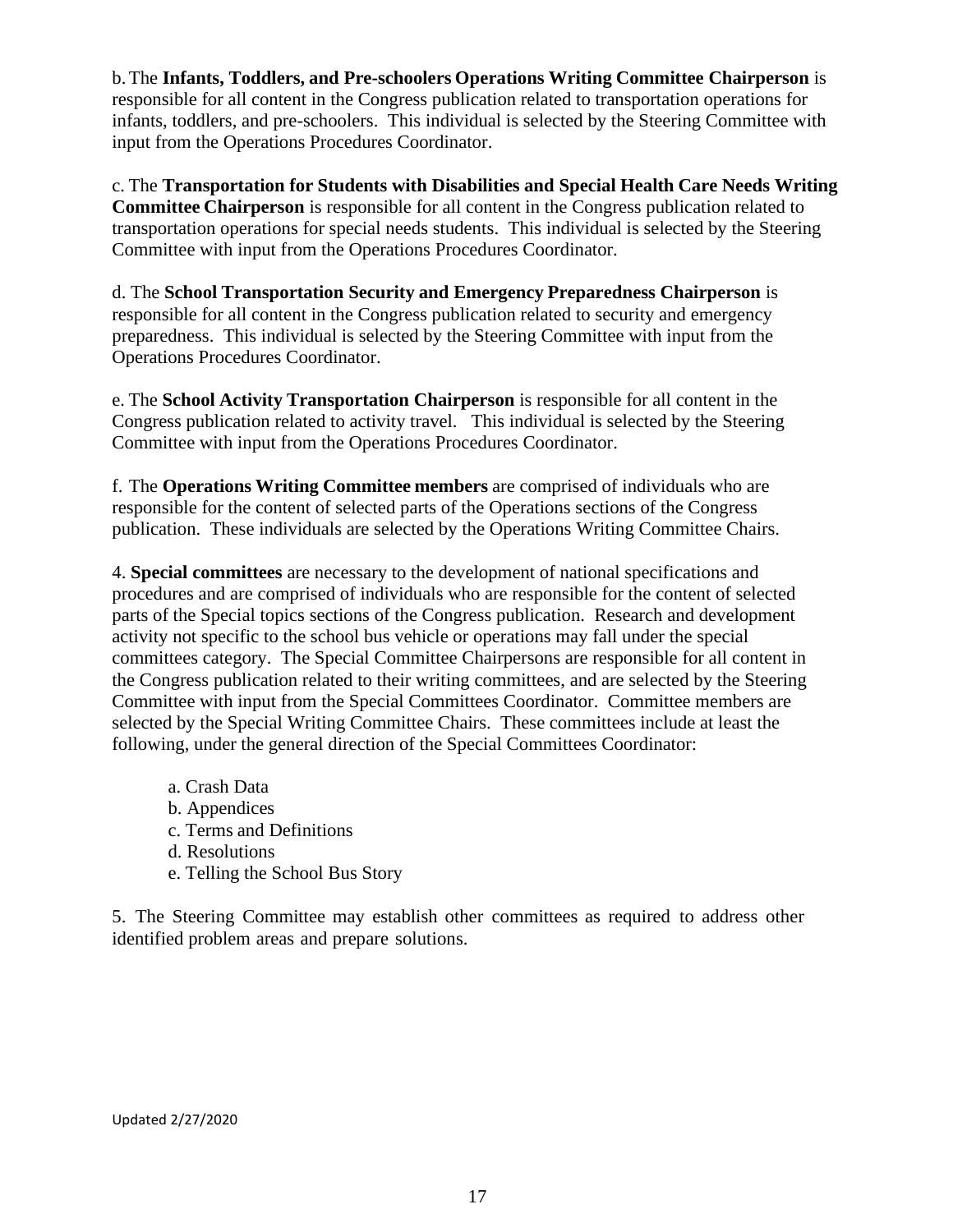b. The **Infants, Toddlers, and Pre-schoolers Operations Writing Committee Chairperson** is responsible for all content in the Congress publication related to transportation operations for infants, toddlers, and pre-schoolers. This individual is selected by the Steering Committee with input from the Operations Procedures Coordinator.

c. The **Transportation for Students with Disabilities and Special Health Care Needs Writing Committee Chairperson** is responsible for all content in the Congress publication related to transportation operations for special needs students. This individual is selected by the Steering Committee with input from the Operations Procedures Coordinator.

d. The **School Transportation Security and Emergency Preparedness Chairperson** is responsible for all content in the Congress publication related to security and emergency preparedness. This individual is selected by the Steering Committee with input from the Operations Procedures Coordinator.

e. The **School Activity Transportation Chairperson** is responsible for all content in the Congress publication related to activity travel. This individual is selected by the Steering Committee with input from the Operations Procedures Coordinator.

f. The **Operations Writing Committee members** are comprised of individuals who are responsible for the content of selected parts of the Operations sections of the Congress publication. These individuals are selected by the Operations Writing Committee Chairs.

4. **Special committees** are necessary to the development of national specifications and procedures and are comprised of individuals who are responsible for the content of selected parts of the Special topics sections of the Congress publication. Research and development activity not specific to the school bus vehicle or operations may fall under the special committees category. The Special Committee Chairpersons are responsible for all content in the Congress publication related to their writing committees, and are selected by the Steering Committee with input from the Special Committees Coordinator. Committee members are selected by the Special Writing Committee Chairs. These committees include at least the following, under the general direction of the Special Committees Coordinator:

- a. Crash Data
- b. Appendices
- c. Terms and Definitions
- d. Resolutions
- e. Telling the School Bus Story

5. The Steering Committee may establish other committees as required to address other identified problem areas and prepare solutions.

Updated 2/27/2020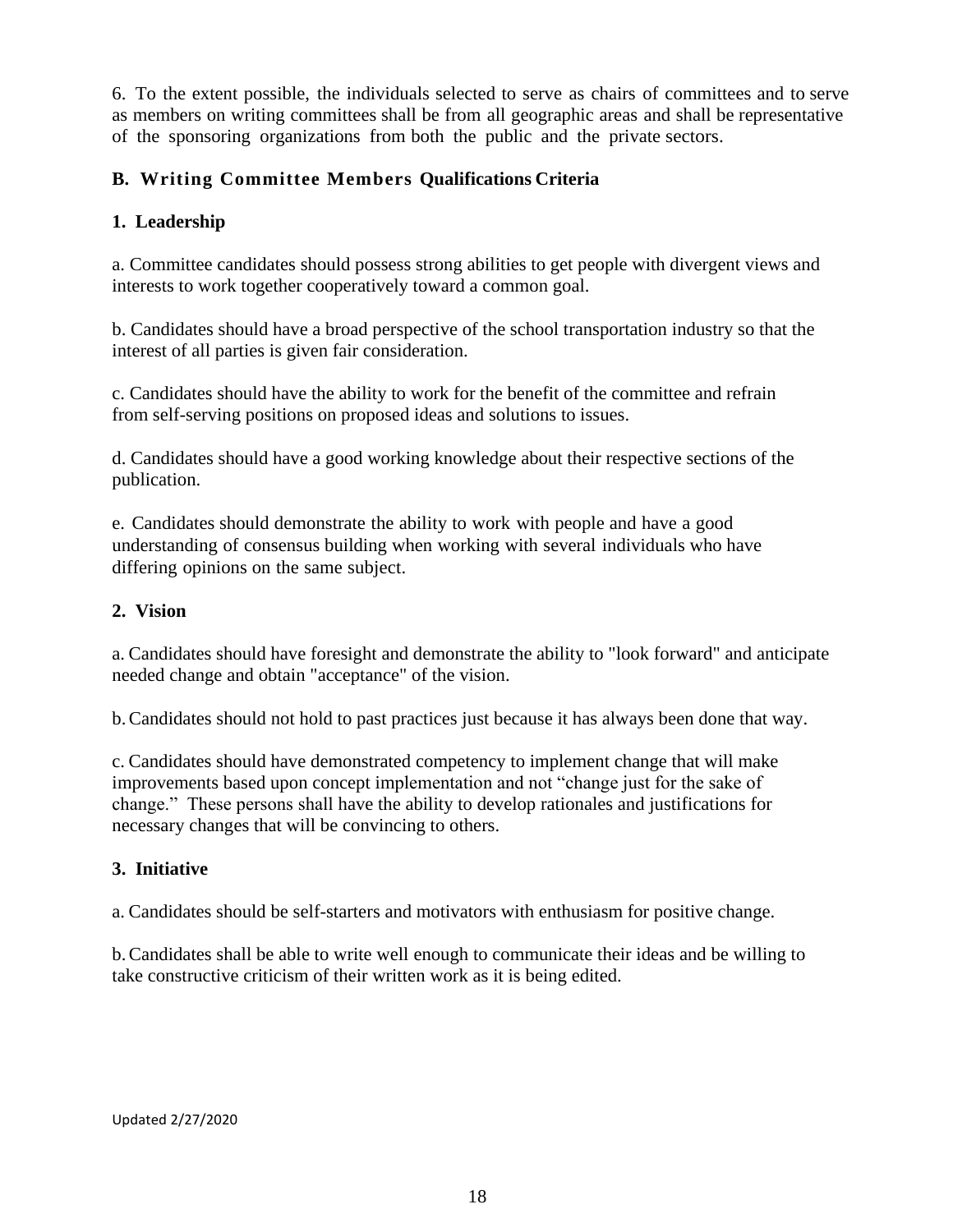6. To the extent possible, the individuals selected to serve as chairs of committees and to serve as members on writing committees shall be from all geographic areas and shall be representative of the sponsoring organizations from both the public and the private sectors.

### B. Writing Committee Members Qualifications Criteria

#### 1. Leadership

a. Committee candidates should possess strong abilities to get people with divergent views and interests to work together cooperatively toward a common goal.

b. Candidates should have a broad perspective of the school transportation industry so that the interest of all parties is given fair consideration.

c. Candidates should have the ability to work for the benefit of the committee and refrain from self-serving positions on proposed ideas and solutions to issues.

d. Candidates should have a good working knowledge about their respective sections of the publication.

e. Candidates should demonstrate the ability to work with people and have a good understanding of consensus building when working with several individuals who have differing opinions on the same subject.

#### 2. Vision

a. Candidates should have foresight and demonstrate the ability to "look forward" and anticipate needed change and obtain "acceptance" of the vision.

b. Candidates should not hold to past practices just because it has always been done that way.

c. Candidates should have demonstrated competency to implement change that will make improvements based upon concept implementation and not "change just for the sake of change." These persons shall have the ability to develop rationales and justifications for necessary changes that will be convincing to others.

#### 3. Initiative

a. Candidates should be self-starters and motivators with enthusiasm for positive change.

b. Candidates shall be able to write well enough to communicate their ideas and be willing to take constructive criticism of their written work as it is being edited.

Updated 2/27/2020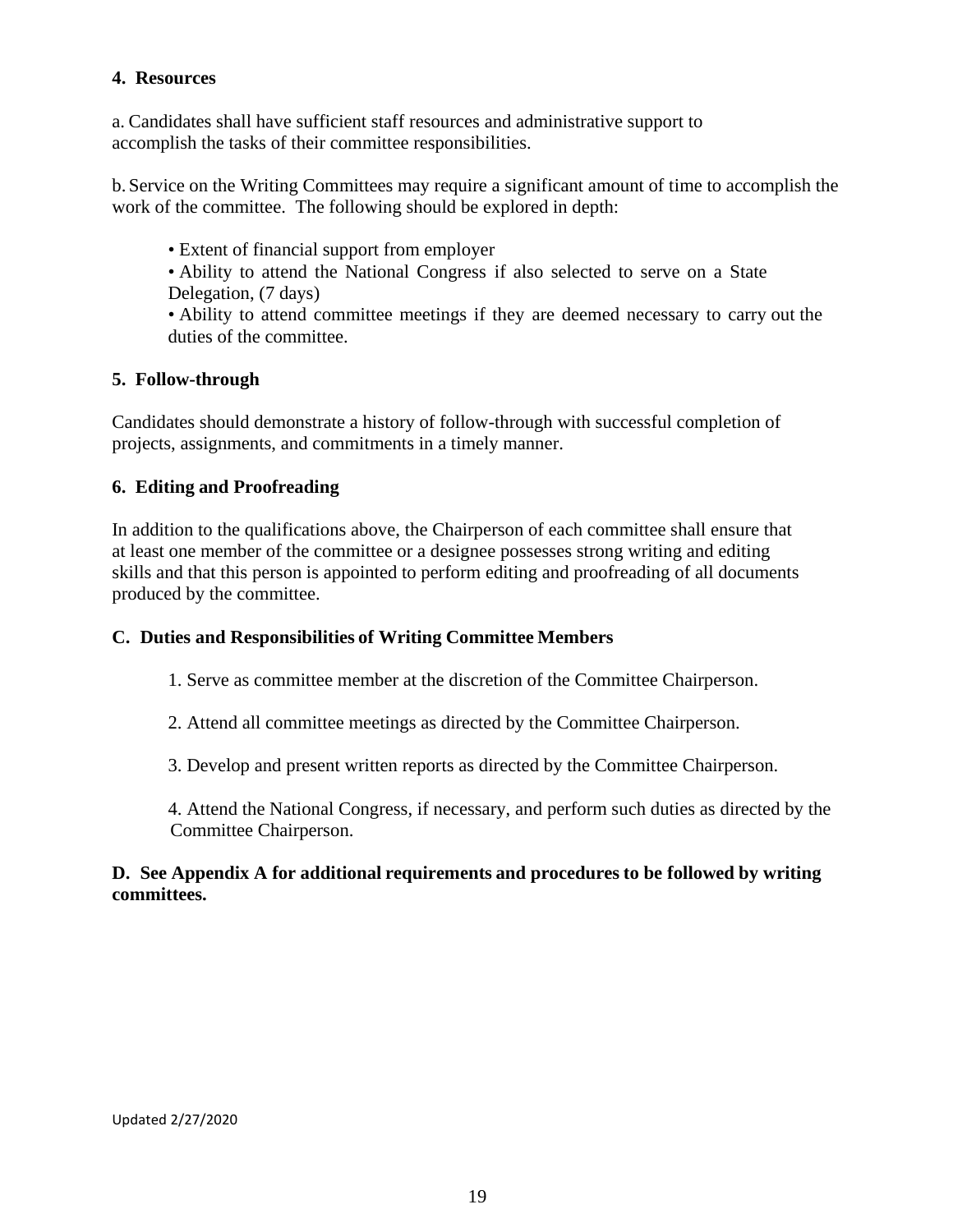**4. Resources**

a. Candidates shall have sufficient staff resources and administrative support to accomplish the tasks of their committee responsibilities.

b. Service on the Writing Committees may require a significant amount of time to accomplish the work of the committee. The following should be explored in depth:

- Extent of financial support from employer
- Ability to attend the National Congress if also selected to serve on a State Delegation, (7 days)
- Ability to attend committee meetings if they are deemed necessary to carry out the duties of the committee.

**5. Follow-through**

Candidates should demonstrate a history of follow-through with successful completion of projects, assignments, and commitments in a timely manner.

**6. Editing and Proofreading**

In addition to the qualifications above, the Chairperson of each committee shall ensure that at least one member of the committee or a designee possesses strong writing and editing skills and that this person is appointed to perform editing and proofreading of all documents produced by the committee.

**C. Duties and Responsibilities of Writing Committee Members**

1. Serve as committee member at the discretion of the Committee Chairperson.

2. Attend all committee meetings as directed by the Committee Chairperson.

3. Develop and present written reports as directed by the Committee Chairperson.

4. Attend the National Congress, if necessary, and perform such duties as directed by the Committee Chairperson.

**D. See Appendix A for additional requirements and procedures to be followed by writing committees.**

Updated 2/27/2020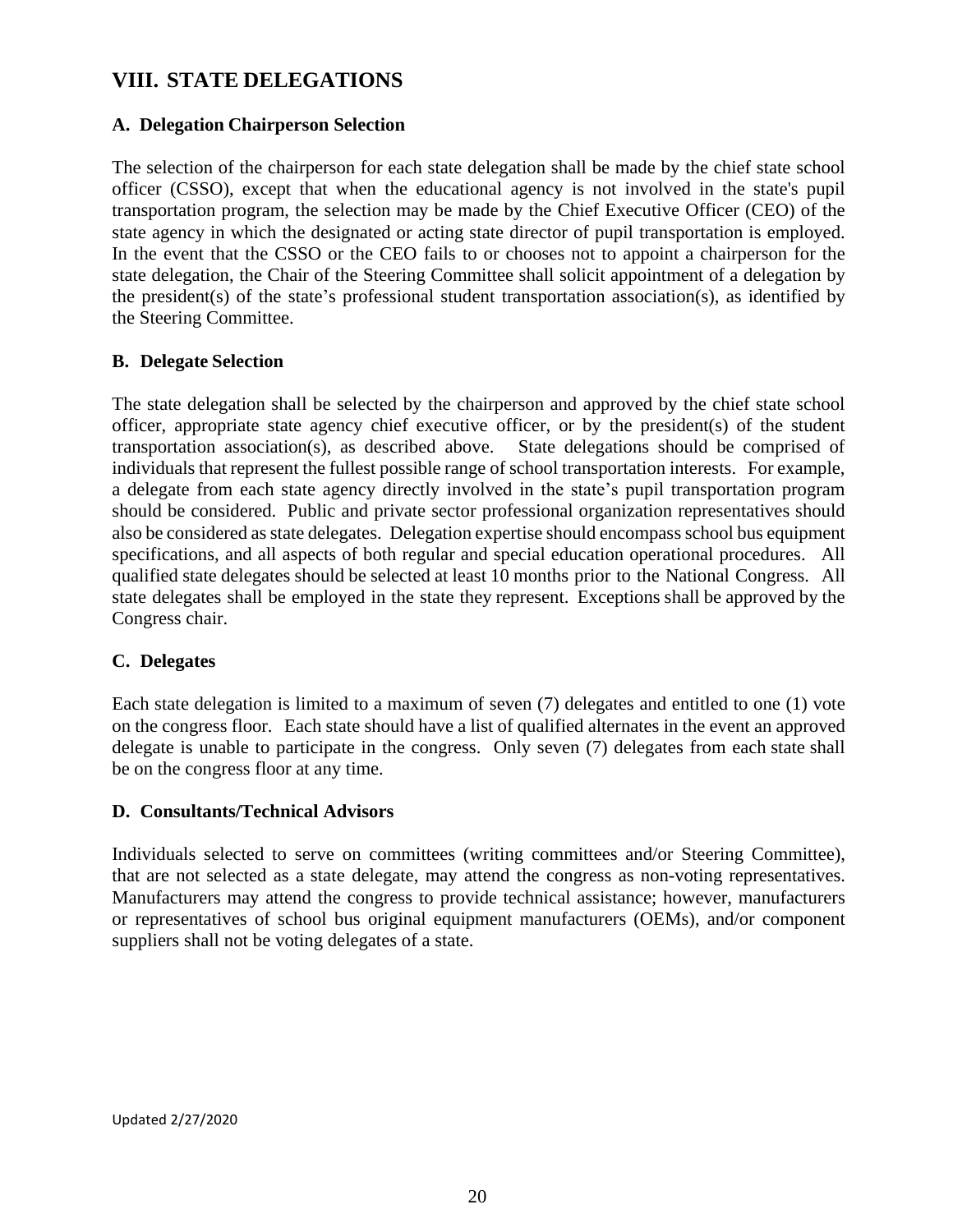## VIII. STATE DELEGATIONS

### A. Delegation Chairperson Selection

The selection of the chairperson for each state delegation shall be made by the chief state school officer (CSSO), except that when the educational agency is not involved in the state's pupil transportation program, the selection may be made by the Chief Executive Officer (CEO) of the state agency in which the designated or acting state director of pupil transportation is employed. In the event that the CSSO or the CEO fails to or chooses not to appoint a chairperson for the state delegation, the Chair of the Steering Committee shall solicit appointment of a delegation by the president(s) of the state's professional student transportation association(s), as identified by the Steering Committee.

### B. Delegate Selection

The state delegation shall be selected by the chairperson and approved by the chief state school officer, appropriate state agency chief executive officer, or by the president(s) of the student transportation association(s), as described above. State delegations should be comprised of individuals that represent the fullest possible range of school transportation interests. For example, a delegate from each state agency directly involved in the state's pupil transportation program should be considered. Public and private sector professional organization representatives should also be considered as state delegates. Delegation expertise should encompass school bus equipment specifications, and all aspects of both regular and special education operational procedures. All qualified state delegates should be selected at least 10 months prior to the National Congress. All state delegates shall be employed in the state they represent. Exceptions shall be approved by the Congress chair.

### C. Delegates

Each state delegation is limited to a maximum of seven (7) delegates and entitled to one (1) vote on the congress floor. Each state should have a list of qualified alternates in the event an approved delegate is unable to participate in the congress. Only seven (7) delegates from each state shall be on the congress floor at any time.

### D. Consultants/Technical Advisors

Individuals selected to serve on committees (writing committees and/or Steering Committee), that are not selected as a state delegate, may attend the congress as non-voting representatives. Manufacturers may attend the congress to provide technical assistance; however, manufacturers or representatives of school bus original equipment manufacturers (OEMs), and/or component suppliers shall not be voting delegates of a state.

Updated 2/27/2020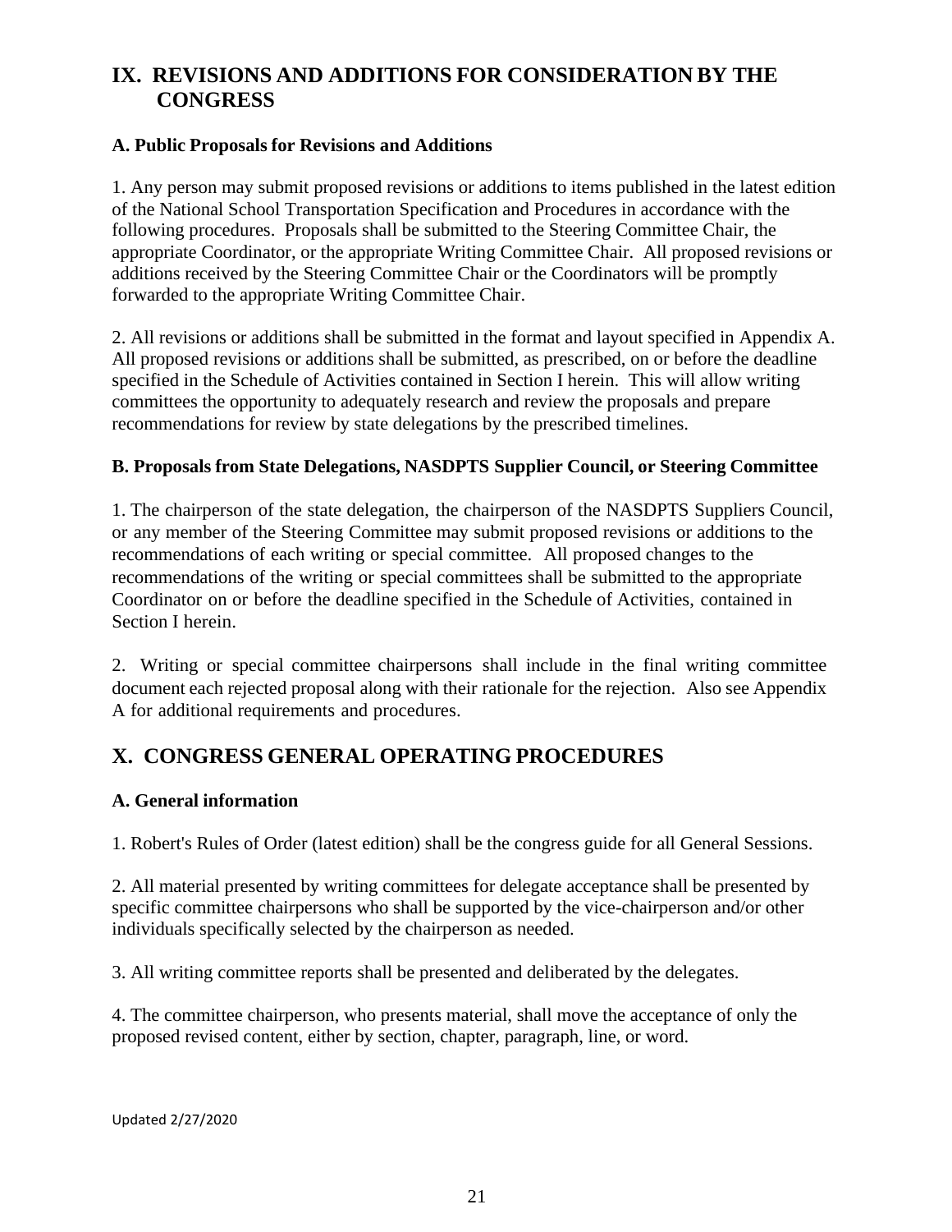## IX. REVISIONS AND ADDITIONS FOR CONSIDERATION BY THE CONGRESS

### A. Public Proposals for Revisions and Additions

1. Any person may submit proposed revisions or additions to items published in the latest edition of the National School Transportation Specification and Procedures in accordance with the following procedures. Proposals shall be submitted to the Steering Committee Chair, the appropriate Coordinator, or the appropriate Writing Committee Chair. All proposed revisions or additions received by the Steering Committee Chair or the Coordinators will be promptly forwarded to the appropriate Writing Committee Chair.

2. All revisions or additions shall be submitted in the format and layout specified in Appendix A. All proposed revisions or additions shall be submitted, as prescribed, on or before the deadline specified in the Schedule of Activities contained in Section I herein. This will allow writing committees the opportunity to adequately research and review the proposals and prepare recommendations for review by state delegations by the prescribed timelines.

### B. Proposals from State Delegations, NASDPTS Supplier Council, or Steering Committee

1. The chairperson of the state delegation, the chairperson of the NASDPTS Suppliers Council, or any member of the Steering Committee may submit proposed revisions or additions to the recommendations of each writing or special committee. All proposed changes to the recommendations of the writing or special committees shall be submitted to the appropriate Coordinator on or before the deadline specified in the Schedule of Activities, contained in Section I herein.

2. Writing or special committee chairpersons shall include in the final writing committee document each rejected proposal along with their rationale for the rejection. Also see Appendix A for additional requirements and procedures.

## X. CONGRESS GENERAL OPERATING PROCEDURES

### A. General information

1. Robert's Rules of Order (latest edition) shall be the congress guide for all General Sessions.

2. All material presented by writing committees for delegate acceptance shall be presented by specific committee chairpersons who shall be supported by the vice-chairperson and/or other individuals specifically selected by the chairperson as needed.

3. All writing committee reports shall be presented and deliberated by the delegates.

4. The committee chairperson, who presents material, shall move the acceptance of only the proposed revised content, either by section, chapter, paragraph, line, or word.

Updated 2/27/2020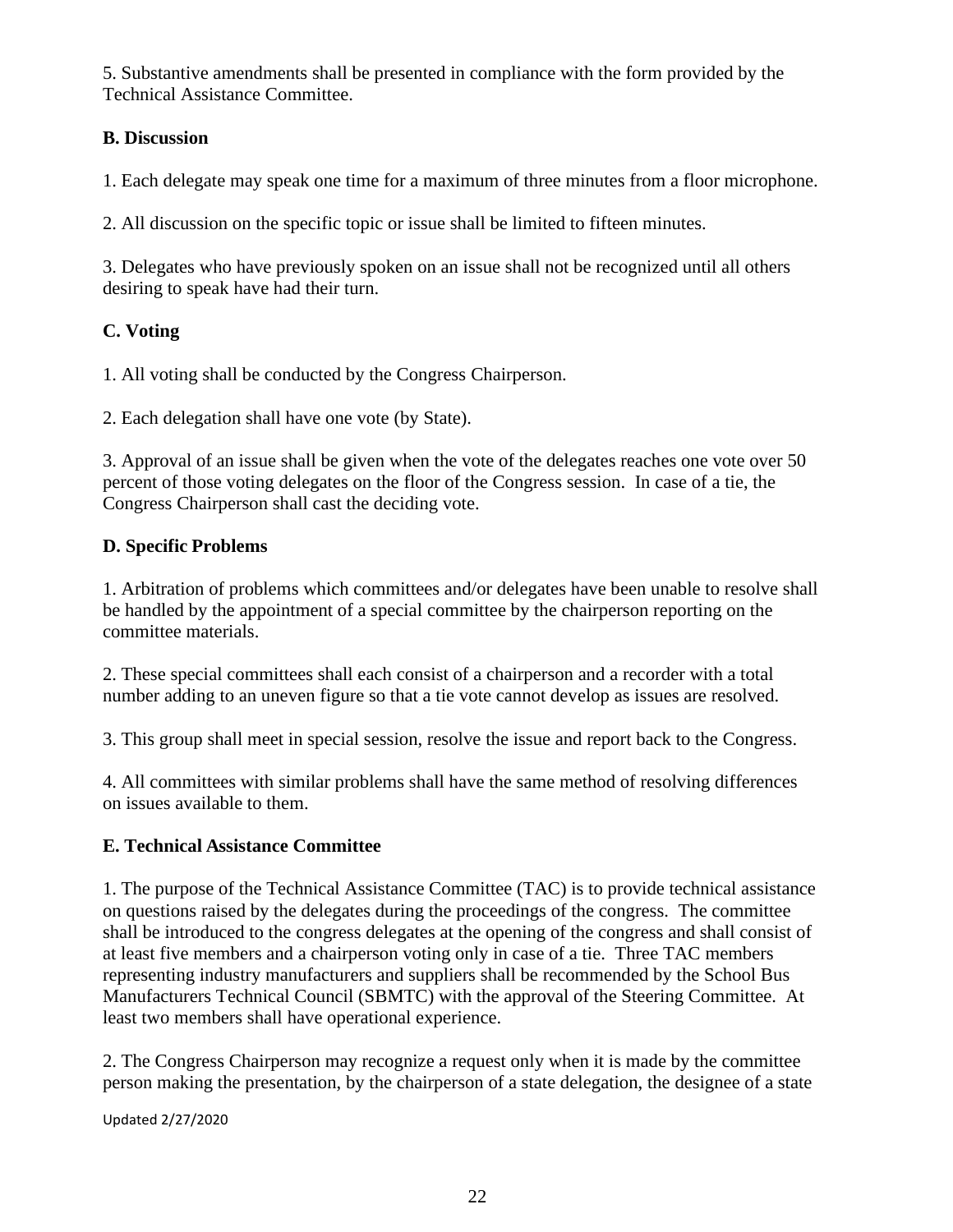5. Substantive amendments shall be presented in compliance with the form provided by the Technical Assistance Committee.

**B. Discussion**

1. Each delegate may speak one time for a maximum of three minutes from a floor microphone.

2. All discussion on the specific topic or issue shall be limited to fifteen minutes.

3. Delegates who have previously spoken on an issue shall not be recognized until all others desiring to speak have had their turn.

**C. Voting**

1. All voting shall be conducted by the Congress Chairperson.

2. Each delegation shall have one vote (by State).

3. Approval of an issue shall be given when the vote of the delegates reaches one vote over 50 percent of those voting delegates on the floor of the Congress session. In case of a tie, the Congress Chairperson shall cast the deciding vote.

**D. Specific Problems**

1. Arbitration of problems which committees and/or delegates have been unable to resolve shall be handled by the appointment of a special committee by the chairperson reporting on the committee materials.

2. These special committees shall each consist of a chairperson and a recorder with a total number adding to an uneven figure so that a tie vote cannot develop as issues are resolved.

3. This group shall meet in special session, resolve the issue and report back to the Congress.

4. All committees with similar problems shall have the same method of resolving differences on issues available to them.

**E. Technical Assistance Committee**

1. The purpose of the Technical Assistance Committee (TAC) is to provide technical assistance on questions raised by the delegates during the proceedings of the congress. The committee shall be introduced to the congress delegates at the opening of the congress and shall consist of at least five members and a chairperson voting only in case of a tie. Three TAC members representing industry manufacturers and suppliers shall be recommended by the School Bus Manufacturers Technical Council (SBMTC) with the approval of the Steering Committee. At least two members shall have operational experience.

2. The Congress Chairperson may recognize a request only when it is made by the committee person making the presentation, by the chairperson of a state delegation, the designee of a state

Updated 2/27/2020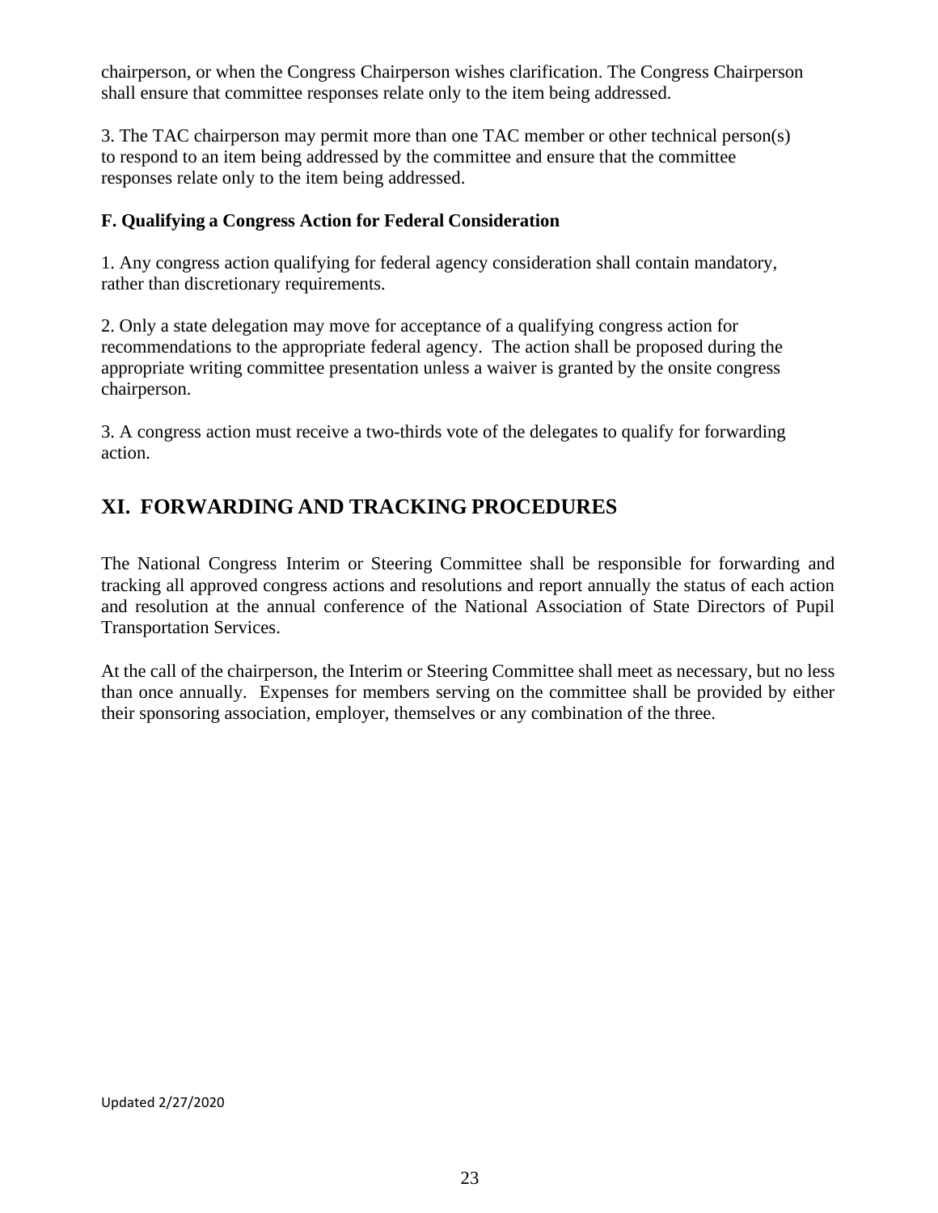chairperson, or when the Congress Chairperson wishes clarification. The Congress Chairperson shall ensure that committee responses relate only to the item being addressed.

3. The TAC chairperson may permit more than one TAC member or other technical person(s) to respond to an item being addressed by the committee and ensure that the committee responses relate only to the item being addressed.

**F. Qualifying a Congress Action for Federal Consideration**

1. Any congress action qualifying for federal agency consideration shall contain mandatory, rather than discretionary requirements.

2. Only a state delegation may move for acceptance of a qualifying congress action for recommendations to the appropriate federal agency. The action shall be proposed during the appropriate writing committee presentation unless a waiver is granted by the onsite congress chairperson.

3. A congress action must receive a two-thirds vote of the delegates to qualify for forwarding action.

## XI. FORWARDING AND TRACKING PROCEDURES

The National Congress Interim or Steering Committee shall be responsible for forwarding and tracking all approved congress actions and resolutions and report annually the status of each action and resolution at the annual conference of the National Association of State Directors of Pupil Transportation Services.

At the call of the chairperson, the Interim or Steering Committee shall meet as necessary, but no less than once annually. Expenses for members serving on the committee shall be provided by either their sponsoring association, employer, themselves or any combination of the three.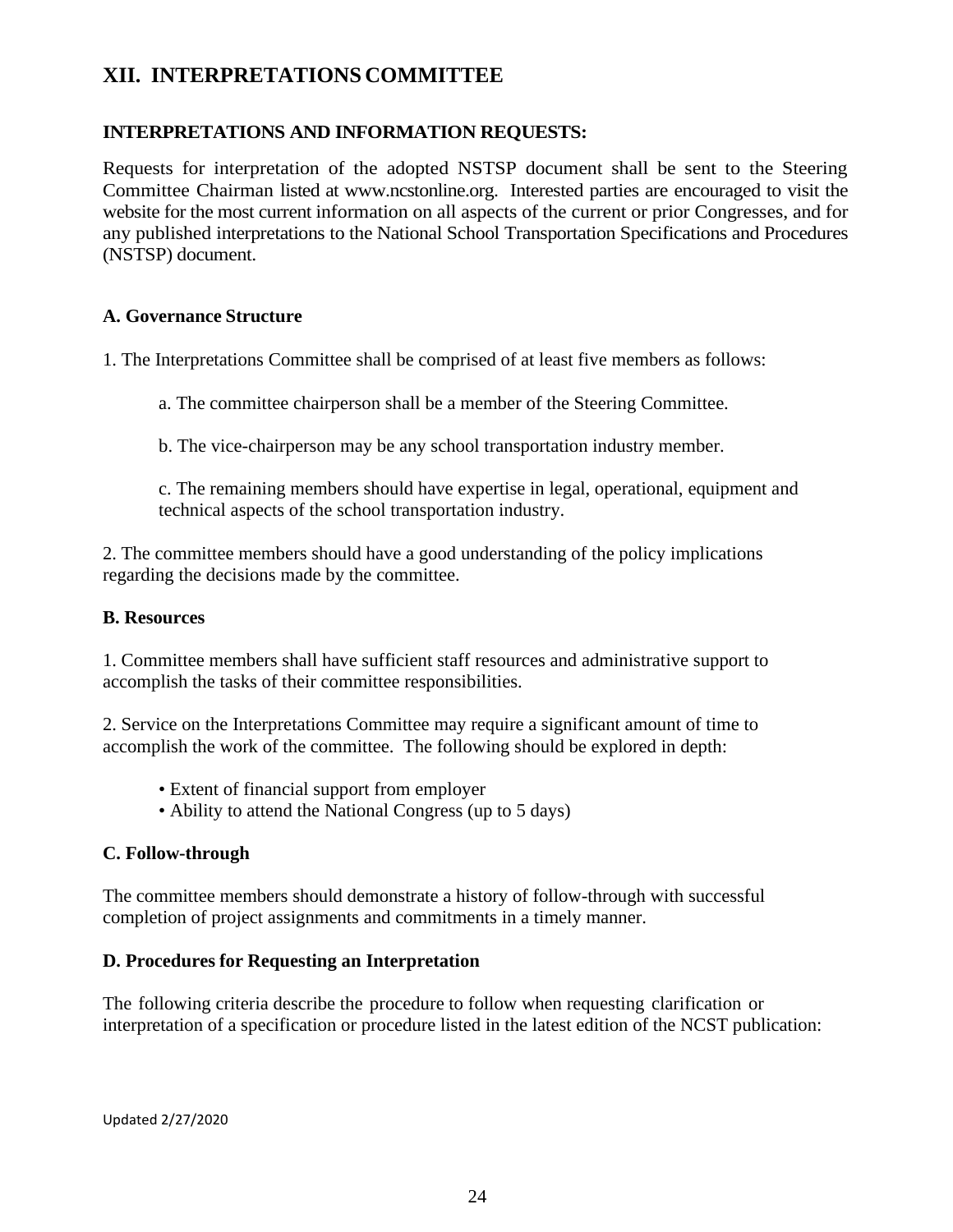## XII. INTERPRETATIONS COMMITTEE

### INTERPRETATIONS AND INFORMATION REQUESTS:

Requests for interpretation of the adopted NSTSP document shall be sent to the Steering Committee Chairman listed at www.ncstonline.org. Interested parties are encouraged to visit the website for the most current information on all aspects of the current or prior Congresses, and for any published interpretations to the National School Transportation Specifications and Procedures (NSTSP) document.

### A. Governance Structure

1. The Interpretations Committee shall be comprised of at least five members as follows:

    a. The committee chairperson shall be a member of the Steering Committee.

    b. The vice-chairperson may be any school transportation industry member.

    c. The remaining members should have expertise in legal, operational, equipment and technical aspects of the school transportation industry.

2. The committee members should have a good understanding of the policy implications regarding the decisions made by the committee.

### B. Resources

1. Committee members shall have sufficient staff resources and administrative support to accomplish the tasks of their committee responsibilities.

2. Service on the Interpretations Committee may require a significant amount of time to accomplish the work of the committee. The following should be explored in depth:

    - Extent of financial support from employer
    - Ability to attend the National Congress (up to 5 days)

### C. Follow-through

The committee members should demonstrate a history of follow-through with successful completion of project assignments and commitments in a timely manner.

### D. Procedures for Requesting an Interpretation

The following criteria describe the procedure to follow when requesting clarification or interpretation of a specification or procedure listed in the latest edition of the NCST publication:

Updated 2/27/2020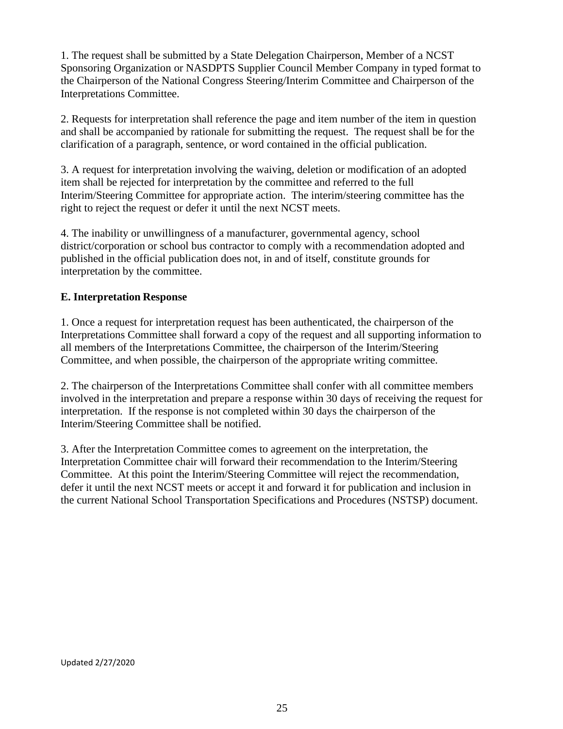1. The request shall be submitted by a State Delegation Chairperson, Member of a NCST Sponsoring Organization or NASDPTS Supplier Council Member Company in typed format to the Chairperson of the National Congress Steering/Interim Committee and Chairperson of the Interpretations Committee.

2. Requests for interpretation shall reference the page and item number of the item in question and shall be accompanied by rationale for submitting the request. The request shall be for the clarification of a paragraph, sentence, or word contained in the official publication.

3. A request for interpretation involving the waiving, deletion or modification of an adopted item shall be rejected for interpretation by the committee and referred to the full Interim/Steering Committee for appropriate action. The interim/steering committee has the right to reject the request or defer it until the next NCST meets.

4. The inability or unwillingness of a manufacturer, governmental agency, school district/corporation or school bus contractor to comply with a recommendation adopted and published in the official publication does not, in and of itself, constitute grounds for interpretation by the committee.

**E. Interpretation Response**

1. Once a request for interpretation request has been authenticated, the chairperson of the Interpretations Committee shall forward a copy of the request and all supporting information to all members of the Interpretations Committee, the chairperson of the Interim/Steering Committee, and when possible, the chairperson of the appropriate writing committee.

2. The chairperson of the Interpretations Committee shall confer with all committee members involved in the interpretation and prepare a response within 30 days of receiving the request for interpretation. If the response is not completed within 30 days the chairperson of the Interim/Steering Committee shall be notified.

3. After the Interpretation Committee comes to agreement on the interpretation, the Interpretation Committee chair will forward their recommendation to the Interim/Steering Committee. At this point the Interim/Steering Committee will reject the recommendation, defer it until the next NCST meets or accept it and forward it for publication and inclusion in the current National School Transportation Specifications and Procedures (NSTSP) document.

Updated 2/27/2020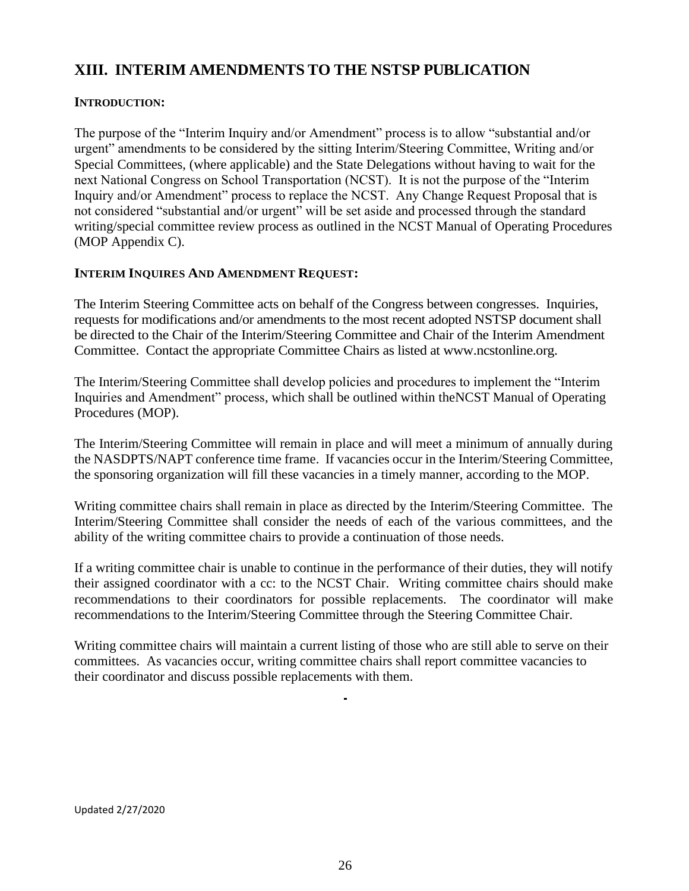## XIII. INTERIM AMENDMENTS TO THE NSTSP PUBLICATION

**INTRODUCTION:**

The purpose of the "Interim Inquiry and/or Amendment" process is to allow "substantial and/or urgent" amendments to be considered by the sitting Interim/Steering Committee, Writing and/or Special Committees, (where applicable) and the State Delegations without having to wait for the next National Congress on School Transportation (NCST). It is not the purpose of the "Interim Inquiry and/or Amendment" process to replace the NCST. Any Change Request Proposal that is not considered "substantial and/or urgent" will be set aside and processed through the standard writing/special committee review process as outlined in the NCST Manual of Operating Procedures (MOP Appendix C).

**INTERIM INQUIRES AND AMENDMENT REQUEST:**

The Interim Steering Committee acts on behalf of the Congress between congresses. Inquiries, requests for modifications and/or amendments to the most recent adopted NSTSP document shall be directed to the Chair of the Interim/Steering Committee and Chair of the Interim Amendment Committee. Contact the appropriate Committee Chairs as listed at www.ncstonline.org.

The Interim/Steering Committee shall develop policies and procedures to implement the "Interim Inquiries and Amendment" process, which shall be outlined within theNCST Manual of Operating Procedures (MOP).

The Interim/Steering Committee will remain in place and will meet a minimum of annually during the NASDPTS/NAPT conference time frame. If vacancies occur in the Interim/Steering Committee, the sponsoring organization will fill these vacancies in a timely manner, according to the MOP.

Writing committee chairs shall remain in place as directed by the Interim/Steering Committee. The Interim/Steering Committee shall consider the needs of each of the various committees, and the ability of the writing committee chairs to provide a continuation of those needs.

If a writing committee chair is unable to continue in the performance of their duties, they will notify their assigned coordinator with a cc: to the NCST Chair. Writing committee chairs should make recommendations to their coordinators for possible replacements. The coordinator will make recommendations to the Interim/Steering Committee through the Steering Committee Chair.

Writing committee chairs will maintain a current listing of those who are still able to serve on their committees. As vacancies occur, writing committee chairs shall report committee vacancies to their coordinator and discuss possible replacements with them.

Updated 2/27/2020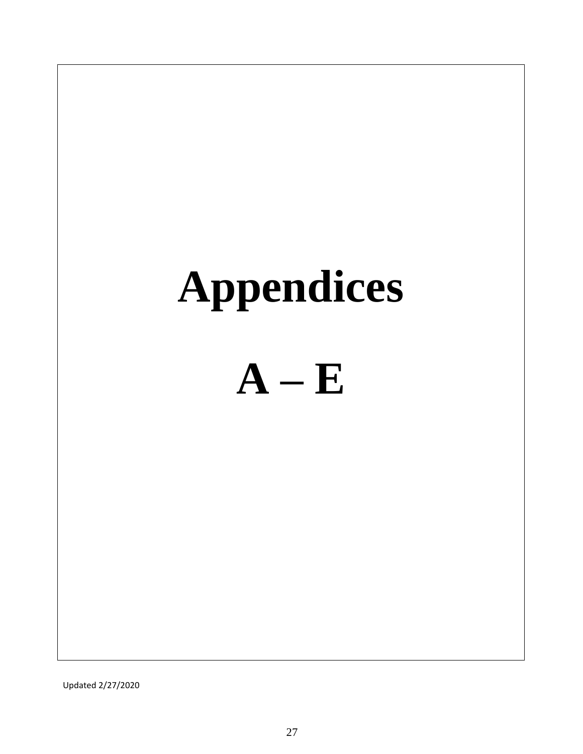# Appendices

# A – E

Updated 2/27/2020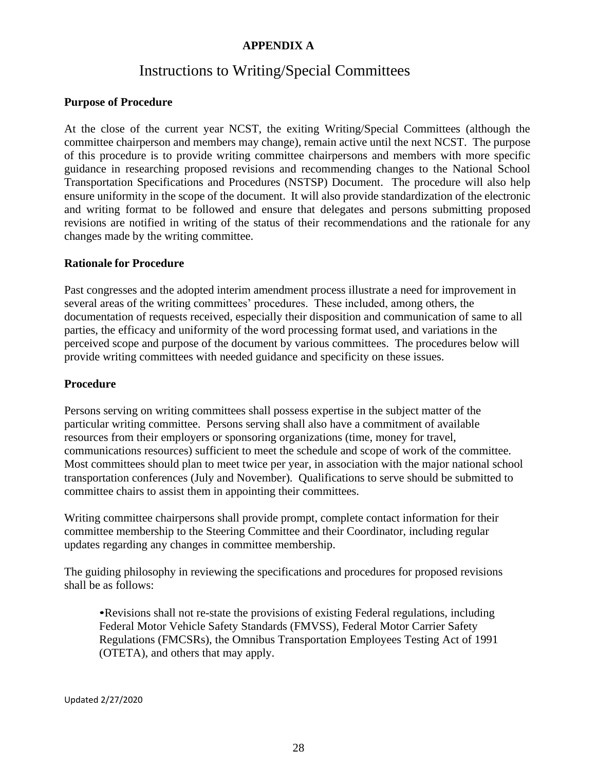**APPENDIX A**

# Instructions to Writing/Special Committees

**Purpose of Procedure**

At the close of the current year NCST, the exiting Writing/Special Committees (although the committee chairperson and members may change), remain active until the next NCST. The purpose of this procedure is to provide writing committee chairpersons and members with more specific guidance in researching proposed revisions and recommending changes to the National School Transportation Specifications and Procedures (NSTSP) Document. The procedure will also help ensure uniformity in the scope of the document. It will also provide standardization of the electronic and writing format to be followed and ensure that delegates and persons submitting proposed revisions are notified in writing of the status of their recommendations and the rationale for any changes made by the writing committee.

**Rationale for Procedure**

Past congresses and the adopted interim amendment process illustrate a need for improvement in several areas of the writing committees' procedures. These included, among others, the documentation of requests received, especially their disposition and communication of same to all parties, the efficacy and uniformity of the word processing format used, and variations in the perceived scope and purpose of the document by various committees. The procedures below will provide writing committees with needed guidance and specificity on these issues.

**Procedure**

Persons serving on writing committees shall possess expertise in the subject matter of the particular writing committee. Persons serving shall also have a commitment of available resources from their employers or sponsoring organizations (time, money for travel, communications resources) sufficient to meet the schedule and scope of work of the committee. Most committees should plan to meet twice per year, in association with the major national school transportation conferences (July and November). Qualifications to serve should be submitted to committee chairs to assist them in appointing their committees.

Writing committee chairpersons shall provide prompt, complete contact information for their committee membership to the Steering Committee and their Coordinator, including regular updates regarding any changes in committee membership.

The guiding philosophy in reviewing the specifications and procedures for proposed revisions shall be as follows:

- Revisions shall not re-state the provisions of existing Federal regulations, including Federal Motor Vehicle Safety Standards (FMVSS), Federal Motor Carrier Safety Regulations (FMCSRs), the Omnibus Transportation Employees Testing Act of 1991 (OTETA), and others that may apply.

Updated 2/27/2020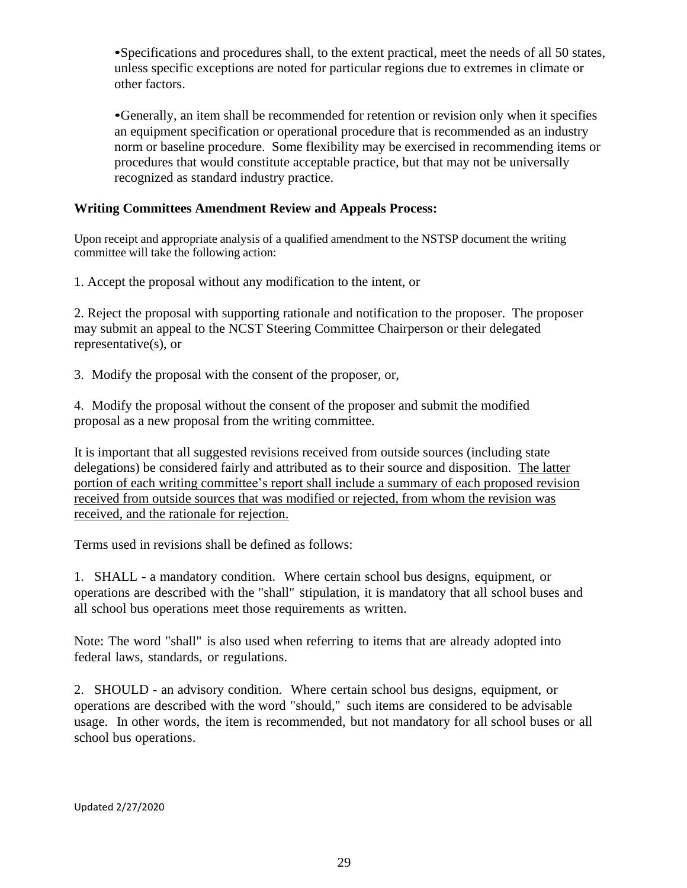- Specifications and procedures shall, to the extent practical, meet the needs of all 50 states, unless specific exceptions are noted for particular regions due to extremes in climate or other factors.

- Generally, an item shall be recommended for retention or revision only when it specifies an equipment specification or operational procedure that is recommended as an industry norm or baseline procedure. Some flexibility may be exercised in recommending items or procedures that would constitute acceptable practice, but that may not be universally recognized as standard industry practice.

**Writing Committees Amendment Review and Appeals Process:**

Upon receipt and appropriate analysis of a qualified amendment to the NSTSP document the writing committee will take the following action:

1. Accept the proposal without any modification to the intent, or

2. Reject the proposal with supporting rationale and notification to the proposer. The proposer may submit an appeal to the NCST Steering Committee Chairperson or their delegated representative(s), or

3. Modify the proposal with the consent of the proposer, or,

4. Modify the proposal without the consent of the proposer and submit the modified proposal as a new proposal from the writing committee.

It is important that all suggested revisions received from outside sources (including state delegations) be considered fairly and attributed as to their source and disposition. <u>The latter portion of each writing committee's report shall include a summary of each proposed revision received from outside sources that was modified or rejected, from whom the revision was received, and the rationale for rejection.</u>

Terms used in revisions shall be defined as follows:

1. SHALL - a mandatory condition. Where certain school bus designs, equipment, or operations are described with the "shall" stipulation, it is mandatory that all school buses and all school bus operations meet those requirements as written.

Note: The word "shall" is also used when referring to items that are already adopted into federal laws, standards, or regulations.

2. SHOULD - an advisory condition. Where certain school bus designs, equipment, or operations are described with the word "should," such items are considered to be advisable usage. In other words, the item is recommended, but not mandatory for all school buses or all school bus operations.

Updated 2/27/2020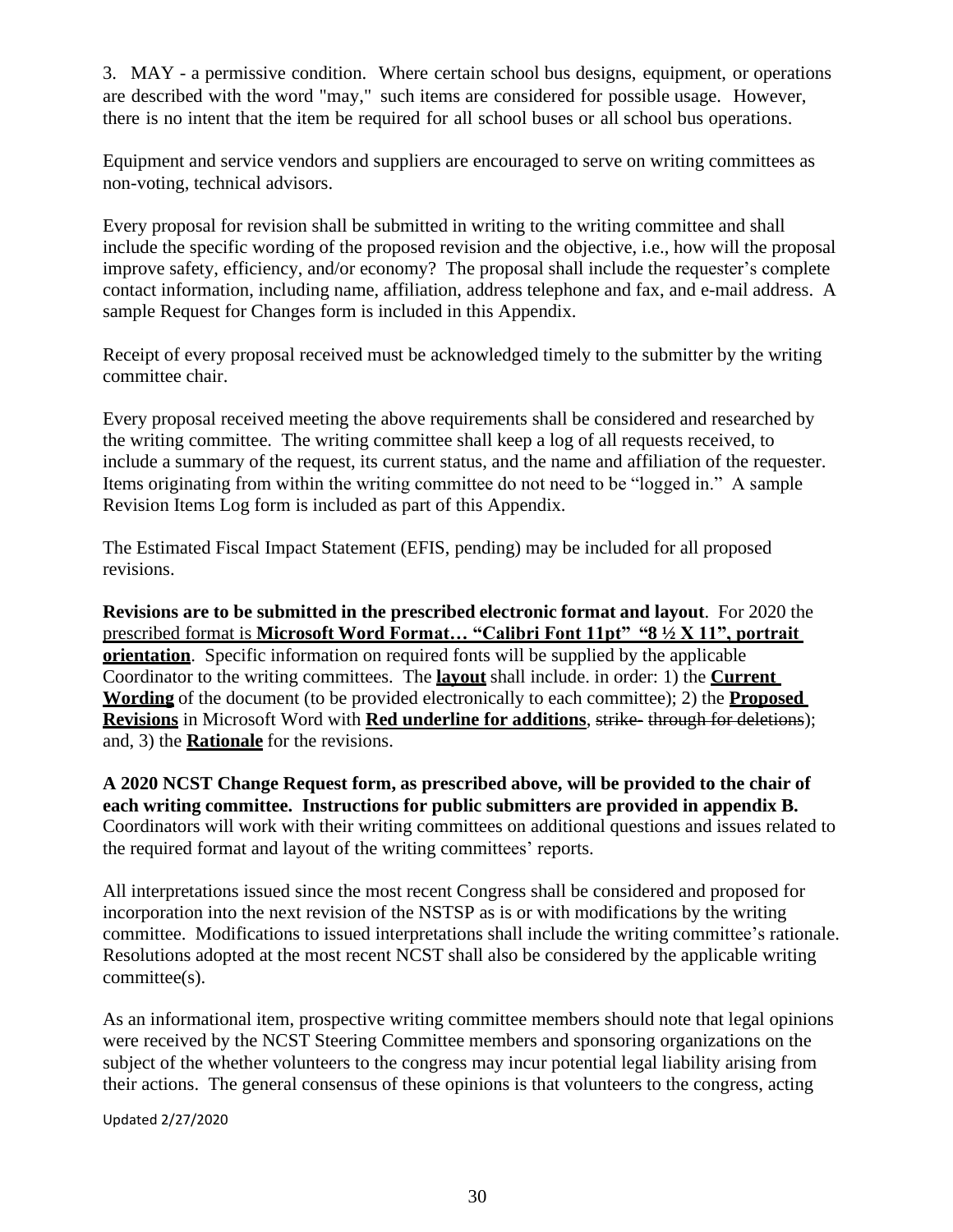3. MAY - a permissive condition. Where certain school bus designs, equipment, or operations are described with the word "may," such items are considered for possible usage. However, there is no intent that the item be required for all school buses or all school bus operations.

Equipment and service vendors and suppliers are encouraged to serve on writing committees as non-voting, technical advisors.

Every proposal for revision shall be submitted in writing to the writing committee and shall include the specific wording of the proposed revision and the objective, i.e., how will the proposal improve safety, efficiency, and/or economy? The proposal shall include the requester's complete contact information, including name, affiliation, address telephone and fax, and e-mail address. A sample Request for Changes form is included in this Appendix.

Receipt of every proposal received must be acknowledged timely to the submitter by the writing committee chair.

Every proposal received meeting the above requirements shall be considered and researched by the writing committee. The writing committee shall keep a log of all requests received, to include a summary of the request, its current status, and the name and affiliation of the requester. Items originating from within the writing committee do not need to be "logged in." A sample Revision Items Log form is included as part of this Appendix.

The Estimated Fiscal Impact Statement (EFIS, pending) may be included for all proposed revisions.

**Revisions are to be submitted in the prescribed electronic format and layout**. For 2020 the prescribed format is **Microsoft Word Format… "Calibri Font 11pt" "8 ½ X 11", portrait orientation**. Specific information on required fonts will be supplied by the applicable Coordinator to the writing committees. The **layout** shall include. in order: 1) the **Current Wording** of the document (to be provided electronically to each committee); 2) the **Proposed Revisions** in Microsoft Word with **Red underline for additions**, ~~strike- through for deletions~~); and, 3) the **Rationale** for the revisions.

**A 2020 NCST Change Request form, as prescribed above, will be provided to the chair of each writing committee. Instructions for public submitters are provided in appendix B.** Coordinators will work with their writing committees on additional questions and issues related to the required format and layout of the writing committees' reports.

All interpretations issued since the most recent Congress shall be considered and proposed for incorporation into the next revision of the NSTSP as is or with modifications by the writing committee. Modifications to issued interpretations shall include the writing committee's rationale. Resolutions adopted at the most recent NCST shall also be considered by the applicable writing committee(s).

As an informational item, prospective writing committee members should note that legal opinions were received by the NCST Steering Committee members and sponsoring organizations on the subject of the whether volunteers to the congress may incur potential legal liability arising from their actions. The general consensus of these opinions is that volunteers to the congress, acting

Updated 2/27/2020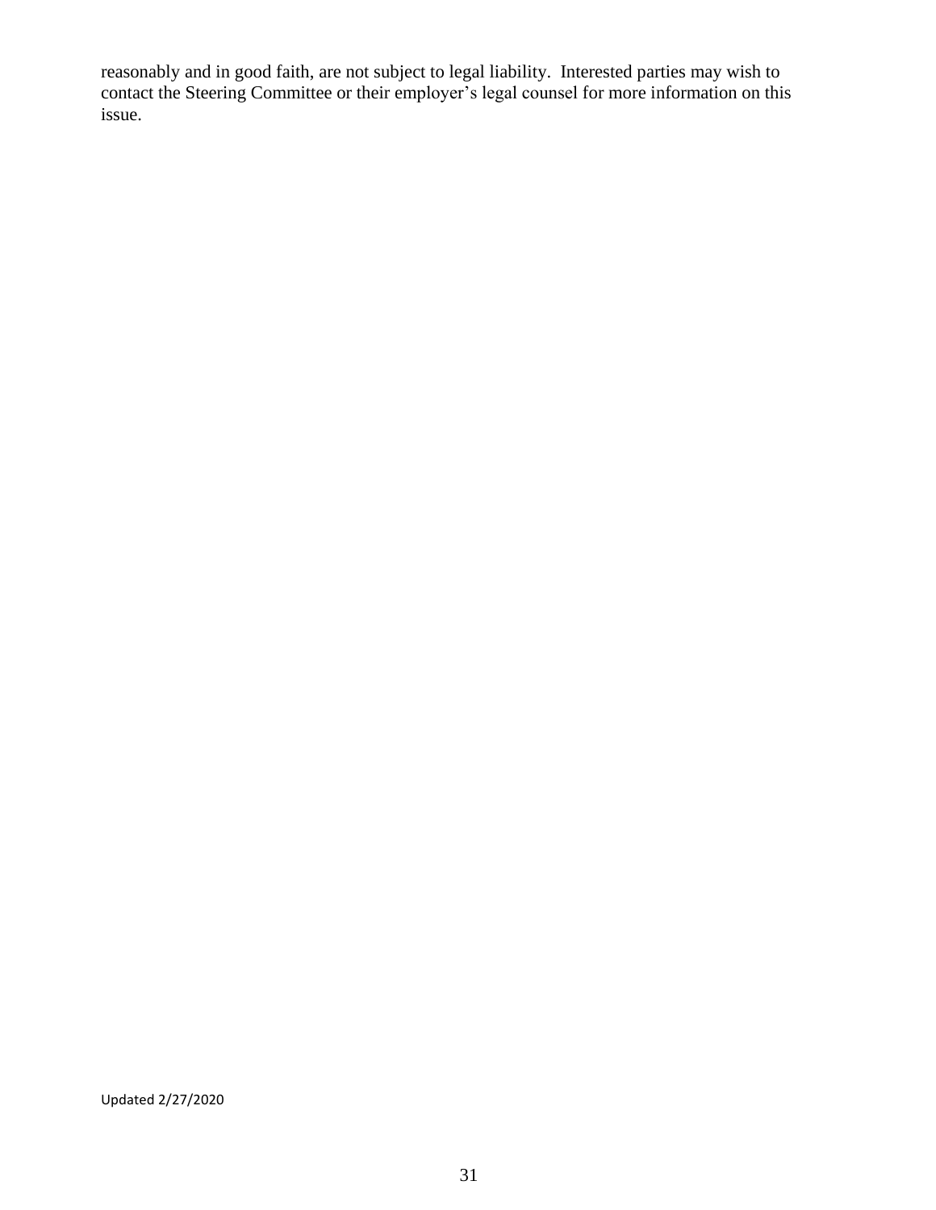reasonably and in good faith, are not subject to legal liability. Interested parties may wish to contact the Steering Committee or their employer's legal counsel for more information on this issue.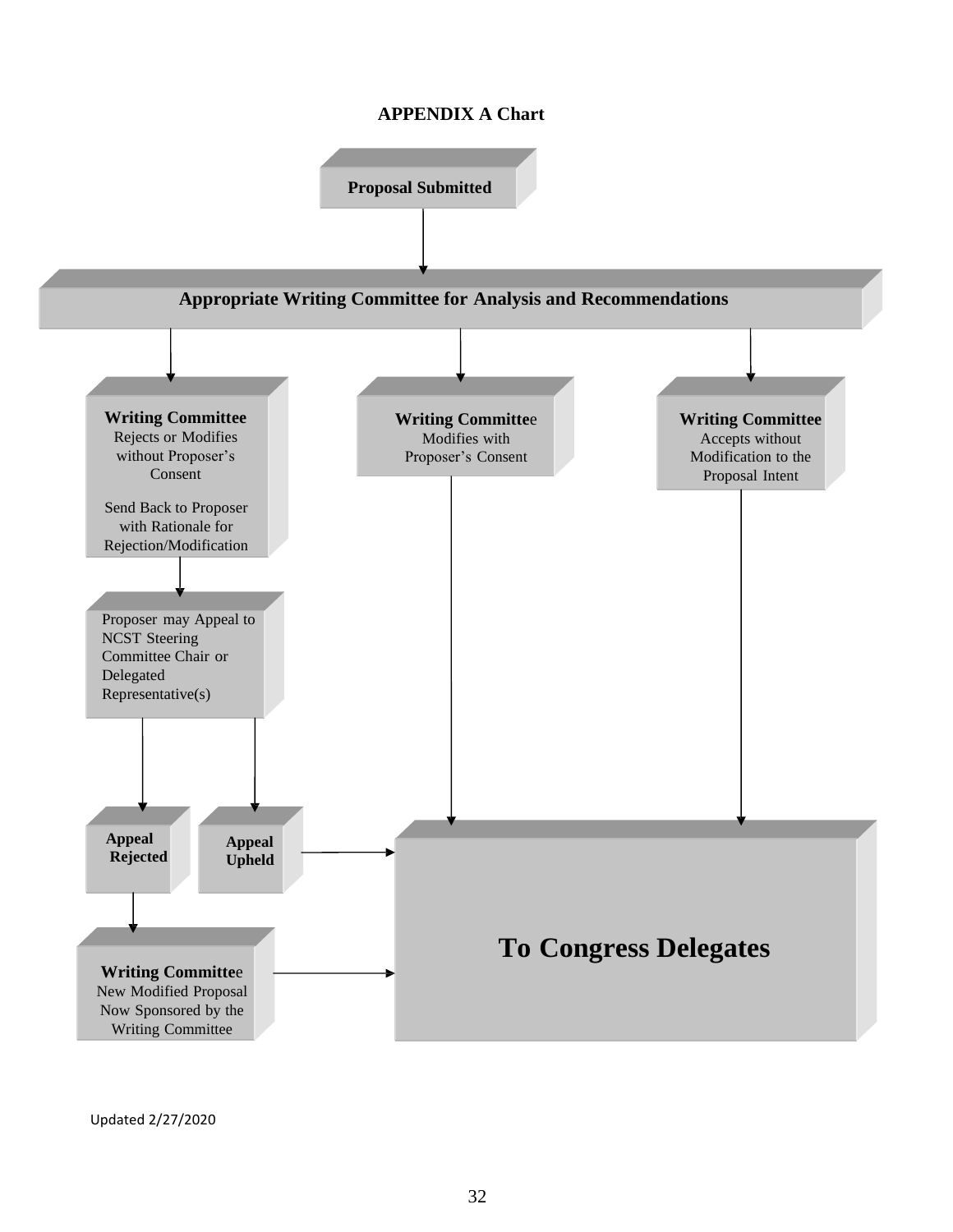**APPENDIX A Chart**

**Proposal Submitted**

**Appropriate Writing Committee for Analysis and Recommendations**

**Writing Committee**
Rejects or Modifies without Proposer's Consent

Send Back to Proposer with Rationale for Rejection/Modification

**Writing Committee**
Modifies with Proposer's Consent

**Writing Committee**
Accepts without Modification to the Proposal Intent

Proposer may Appeal to NCST Steering Committee Chair or Delegated Representative(s)

**Appeal Rejected**

**Appeal Upheld**

**Writing Committee**
New Modified Proposal Now Sponsored by the Writing Committee

**To Congress Delegates**

Updated 2/27/2020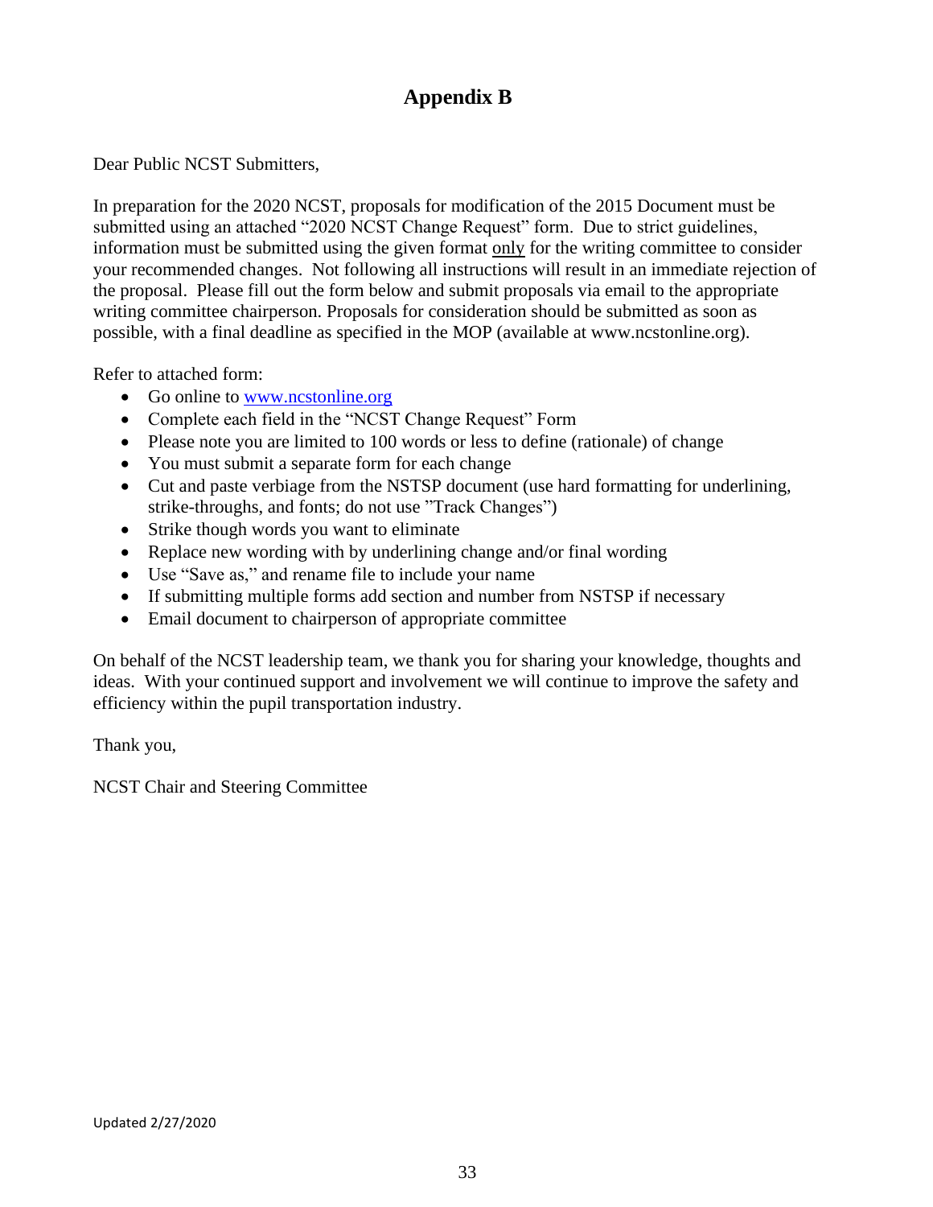# Appendix B

Dear Public NCST Submitters,

In preparation for the 2020 NCST, proposals for modification of the 2015 Document must be submitted using an attached "2020 NCST Change Request" form. Due to strict guidelines, information must be submitted using the given format only for the writing committee to consider your recommended changes. Not following all instructions will result in an immediate rejection of the proposal. Please fill out the form below and submit proposals via email to the appropriate writing committee chairperson. Proposals for consideration should be submitted as soon as possible, with a final deadline as specified in the MOP (available at www.ncstonline.org).

Refer to attached form:

- Go online to [www.ncstonline.org](http://www.ncstonline.org)
- Complete each field in the "NCST Change Request" Form
- Please note you are limited to 100 words or less to define (rationale) of change
- You must submit a separate form for each change
- Cut and paste verbiage from the NSTSP document (use hard formatting for underlining, strike-throughs, and fonts; do not use "Track Changes")
- Strike though words you want to eliminate
- Replace new wording with by underlining change and/or final wording
- Use "Save as," and rename file to include your name
- If submitting multiple forms add section and number from NSTSP if necessary
- Email document to chairperson of appropriate committee

On behalf of the NCST leadership team, we thank you for sharing your knowledge, thoughts and ideas. With your continued support and involvement we will continue to improve the safety and efficiency within the pupil transportation industry.

Thank you,

NCST Chair and Steering Committee

Updated 2/27/2020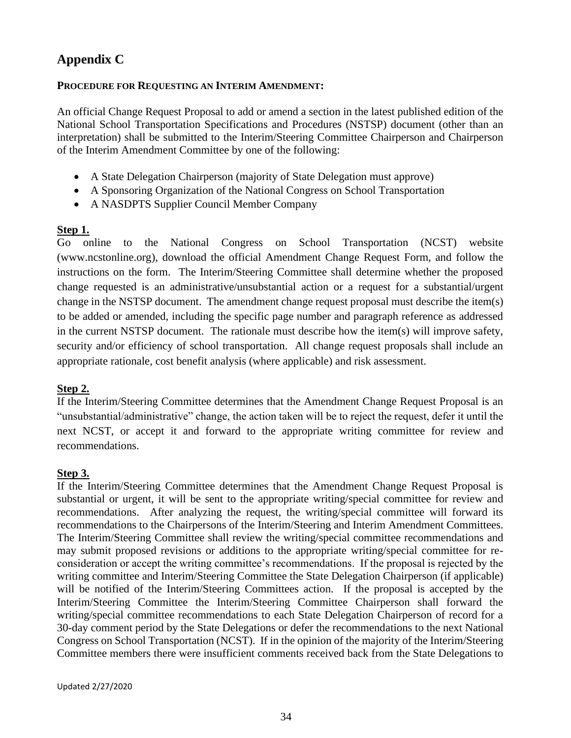# Appendix C

**PROCEDURE FOR REQUESTING AN INTERIM AMENDMENT:**

An official Change Request Proposal to add or amend a section in the latest published edition of the National School Transportation Specifications and Procedures (NSTSP) document (other than an interpretation) shall be submitted to the Interim/Steering Committee Chairperson and Chairperson of the Interim Amendment Committee by one of the following:

- A State Delegation Chairperson (majority of State Delegation must approve)
- A Sponsoring Organization of the National Congress on School Transportation
- A NASDPTS Supplier Council Member Company

**Step 1.**

Go online to the National Congress on School Transportation (NCST) website (www.ncstonline.org), download the official Amendment Change Request Form, and follow the instructions on the form. The Interim/Steering Committee shall determine whether the proposed change requested is an administrative/unsubstantial action or a request for a substantial/urgent change in the NSTSP document. The amendment change request proposal must describe the item(s) to be added or amended, including the specific page number and paragraph reference as addressed in the current NSTSP document. The rationale must describe how the item(s) will improve safety, security and/or efficiency of school transportation. All change request proposals shall include an appropriate rationale, cost benefit analysis (where applicable) and risk assessment.

**Step 2.**

If the Interim/Steering Committee determines that the Amendment Change Request Proposal is an "unsubstantial/administrative" change, the action taken will be to reject the request, defer it until the next NCST, or accept it and forward to the appropriate writing committee for review and recommendations.

**Step 3.**

If the Interim/Steering Committee determines that the Amendment Change Request Proposal is substantial or urgent, it will be sent to the appropriate writing/special committee for review and recommendations. After analyzing the request, the writing/special committee will forward its recommendations to the Chairpersons of the Interim/Steering and Interim Amendment Committees. The Interim/Steering Committee shall review the writing/special committee recommendations and may submit proposed revisions or additions to the appropriate writing/special committee for re-consideration or accept the writing committee's recommendations. If the proposal is rejected by the writing committee and Interim/Steering Committee the State Delegation Chairperson (if applicable) will be notified of the Interim/Steering Committees action. If the proposal is accepted by the Interim/Steering Committee the Interim/Steering Committee Chairperson shall forward the writing/special committee recommendations to each State Delegation Chairperson of record for a 30-day comment period by the State Delegations or defer the recommendations to the next National Congress on School Transportation (NCST). If in the opinion of the majority of the Interim/Steering Committee members there were insufficient comments received back from the State Delegations to

Updated 2/27/2020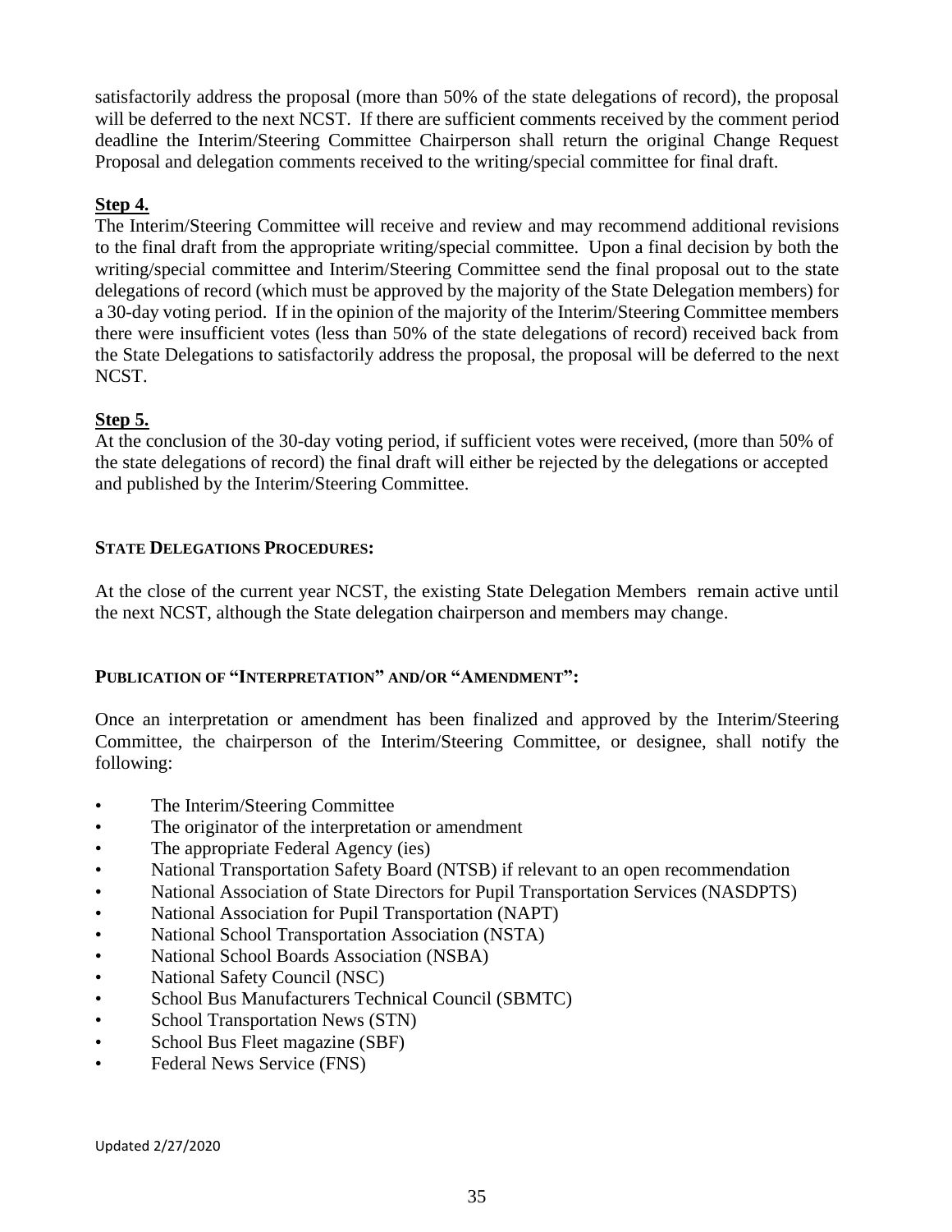satisfactorily address the proposal (more than 50% of the state delegations of record), the proposal will be deferred to the next NCST. If there are sufficient comments received by the comment period deadline the Interim/Steering Committee Chairperson shall return the original Change Request Proposal and delegation comments received to the writing/special committee for final draft.

**Step 4.**

The Interim/Steering Committee will receive and review and may recommend additional revisions to the final draft from the appropriate writing/special committee. Upon a final decision by both the writing/special committee and Interim/Steering Committee send the final proposal out to the state delegations of record (which must be approved by the majority of the State Delegation members) for a 30-day voting period. If in the opinion of the majority of the Interim/Steering Committee members there were insufficient votes (less than 50% of the state delegations of record) received back from the State Delegations to satisfactorily address the proposal, the proposal will be deferred to the next NCST.

**Step 5.**

At the conclusion of the 30-day voting period, if sufficient votes were received, (more than 50% of the state delegations of record) the final draft will either be rejected by the delegations or accepted and published by the Interim/Steering Committee.

**STATE DELEGATIONS PROCEDURES:**

At the close of the current year NCST, the existing State Delegation Members remain active until the next NCST, although the State delegation chairperson and members may change.

**PUBLICATION OF "INTERPRETATION" AND/OR "AMENDMENT":**

Once an interpretation or amendment has been finalized and approved by the Interim/Steering Committee, the chairperson of the Interim/Steering Committee, or designee, shall notify the following:

- The Interim/Steering Committee
- The originator of the interpretation or amendment
- The appropriate Federal Agency (ies)
- National Transportation Safety Board (NTSB) if relevant to an open recommendation
- National Association of State Directors for Pupil Transportation Services (NASDPTS)
- National Association for Pupil Transportation (NAPT)
- National School Transportation Association (NSTA)
- National School Boards Association (NSBA)
- National Safety Council (NSC)
- School Bus Manufacturers Technical Council (SBMTC)
- School Transportation News (STN)
- School Bus Fleet magazine (SBF)
- Federal News Service (FNS)

Updated 2/27/2020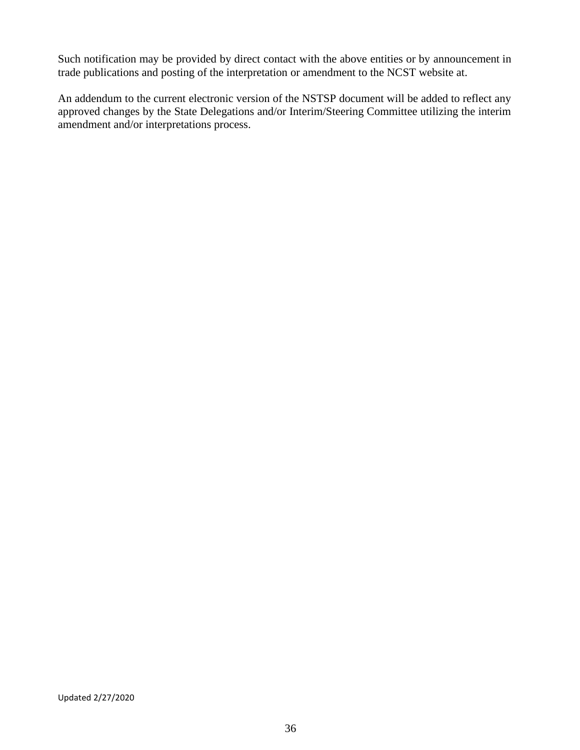Such notification may be provided by direct contact with the above entities or by announcement in trade publications and posting of the interpretation or amendment to the NCST website at.

An addendum to the current electronic version of the NSTSP document will be added to reflect any approved changes by the State Delegations and/or Interim/Steering Committee utilizing the interim amendment and/or interpretations process.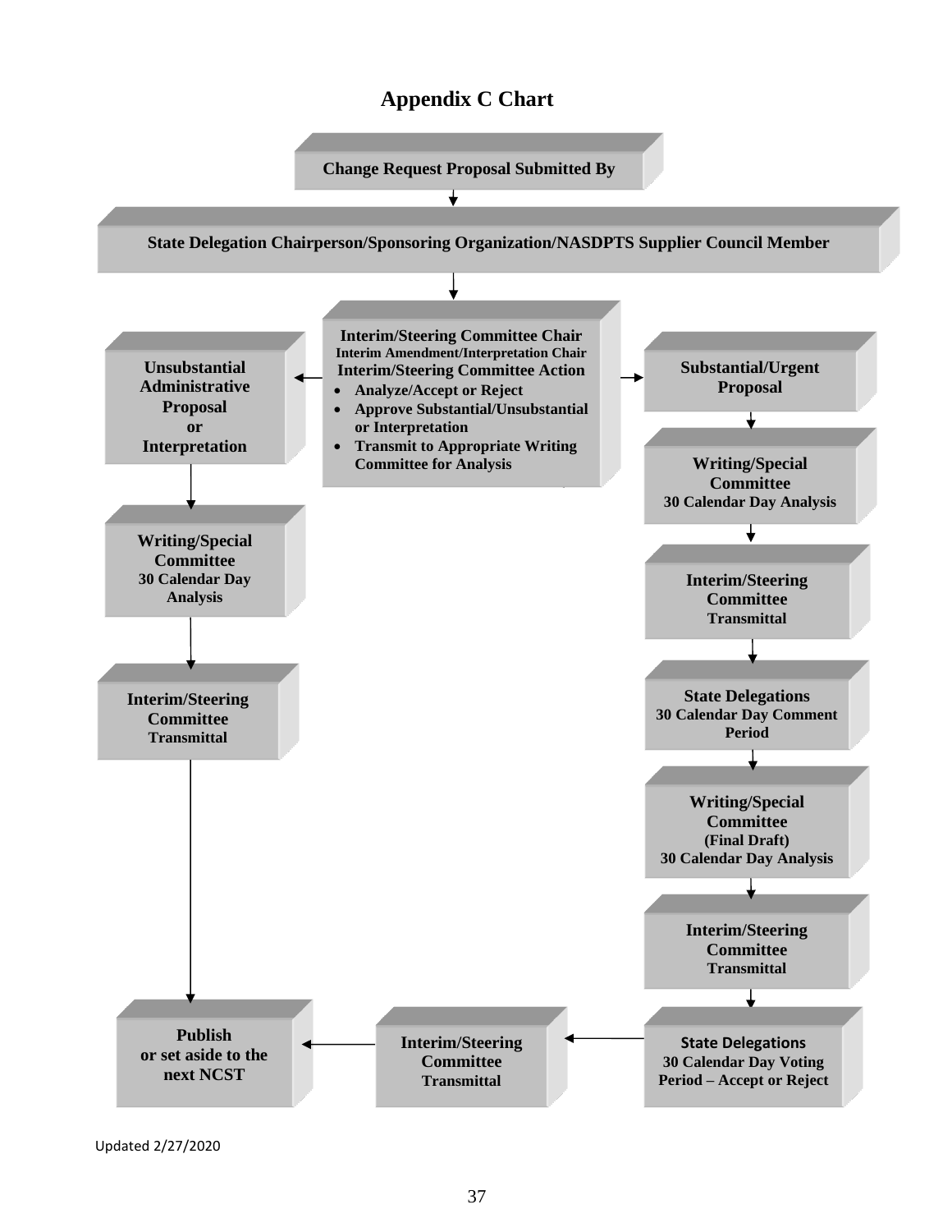# Appendix C Chart

**Change Request Proposal Submitted By**

↓

**State Delegation Chairperson/Sponsoring Organization/NASDPTS Supplier Council Member**

↓

**Interim/Steering Committee Chair**
**Interim Amendment/Interpretation Chair**
**Interim/Steering Committee Action**

- **Analyze/Accept or Reject**
- **Approve Substantial/Unsubstantial or Interpretation**
- **Transmit to Appropriate Writing Committee for Analysis**

**Left path:**

**Unsubstantial Administrative Proposal or Interpretation**

↓

**Writing/Special Committee**
**30 Calendar Day Analysis**

↓

**Interim/Steering Committee**
**Transmittal**

↓

**Publish or set aside to the next NCST**

**Right path:**

**Substantial/Urgent Proposal**

↓

**Writing/Special Committee**
**30 Calendar Day Analysis**

↓

**Interim/Steering Committee**
**Transmittal**

↓

**State Delegations**
**30 Calendar Day Comment Period**

↓

**Writing/Special Committee**
**(Final Draft)**
**30 Calendar Day Analysis**

↓

**Interim/Steering Committee**
**Transmittal**

↓

**State Delegations**
**30 Calendar Day Voting Period – Accept or Reject**

←

**Interim/Steering Committee**
**Transmittal**

←

**Publish or set aside to the next NCST**

Updated 2/27/2020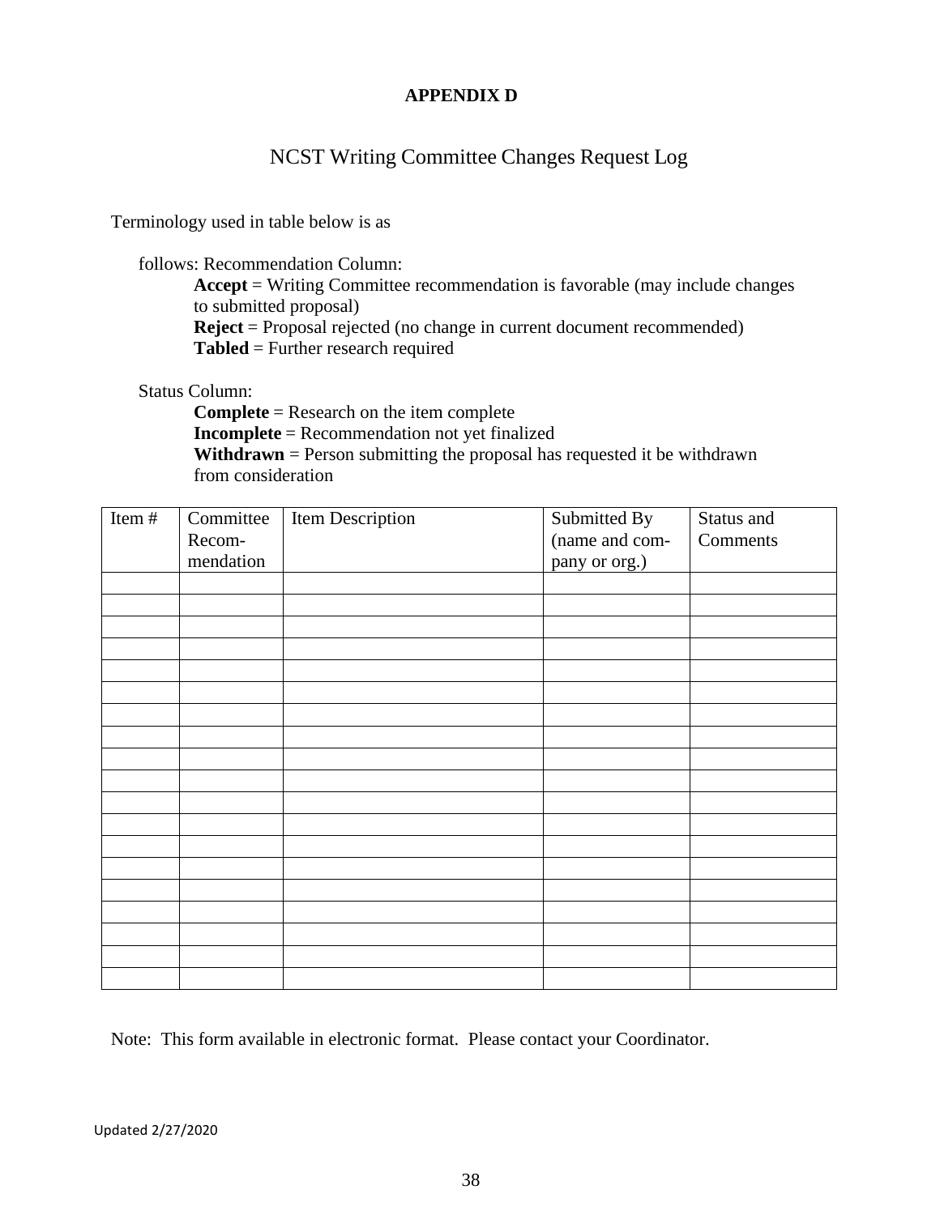# APPENDIX D

## NCST Writing Committee Changes Request Log

Terminology used in table below is as

follows: Recommendation Column:

- **Accept** = Writing Committee recommendation is favorable (may include changes to submitted proposal)
- **Reject** = Proposal rejected (no change in current document recommended)
- **Tabled** = Further research required

Status Column:

- **Complete** = Research on the item complete
- **Incomplete** = Recommendation not yet finalized
- **Withdrawn** = Person submitting the proposal has requested it be withdrawn from consideration

| Item # | Committee Recom-mendation | Item Description | Submitted By (name and com-pany or org.) | Status and Comments |
|---|---|---|---|---|
| | | | | |
| | | | | |
| | | | | |
| | | | | |
| | | | | |
| | | | | |
| | | | | |
| | | | | |
| | | | | |
| | | | | |
| | | | | |
| | | | | |
| | | | | |
| | | | | |
| | | | | |
| | | | | |
| | | | | |
| | | | | |
| | | | | |

Note: This form available in electronic format. Please contact your Coordinator.

Updated 2/27/2020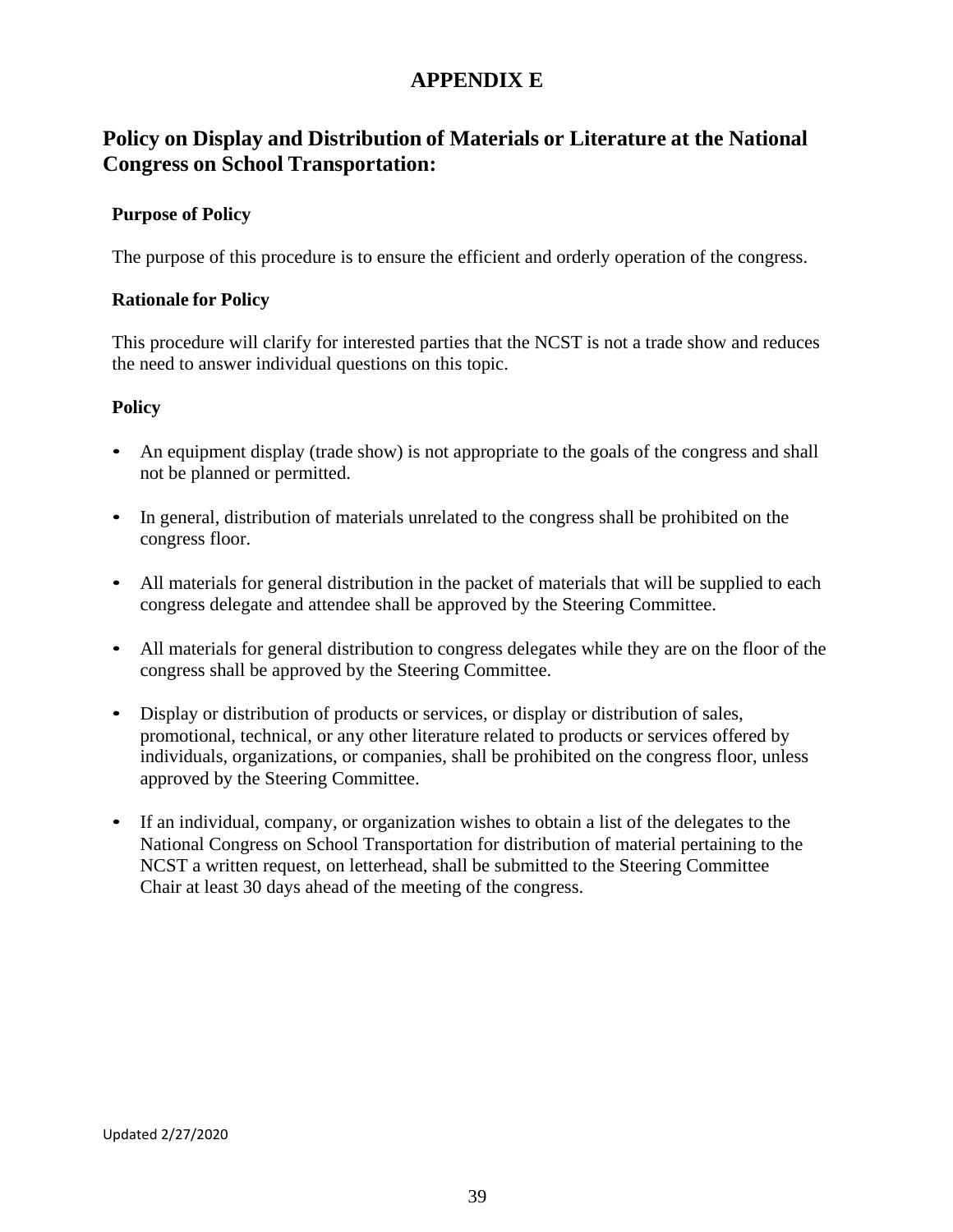# APPENDIX E

## Policy on Display and Distribution of Materials or Literature at the National Congress on School Transportation:

### Purpose of Policy

The purpose of this procedure is to ensure the efficient and orderly operation of the congress.

### Rationale for Policy

This procedure will clarify for interested parties that the NCST is not a trade show and reduces the need to answer individual questions on this topic.

### Policy

- An equipment display (trade show) is not appropriate to the goals of the congress and shall not be planned or permitted.
- In general, distribution of materials unrelated to the congress shall be prohibited on the congress floor.
- All materials for general distribution in the packet of materials that will be supplied to each congress delegate and attendee shall be approved by the Steering Committee.
- All materials for general distribution to congress delegates while they are on the floor of the congress shall be approved by the Steering Committee.
- Display or distribution of products or services, or display or distribution of sales, promotional, technical, or any other literature related to products or services offered by individuals, organizations, or companies, shall be prohibited on the congress floor, unless approved by the Steering Committee.
- If an individual, company, or organization wishes to obtain a list of the delegates to the National Congress on School Transportation for distribution of material pertaining to the NCST a written request, on letterhead, shall be submitted to the Steering Committee Chair at least 30 days ahead of the meeting of the congress.

Updated 2/27/2020